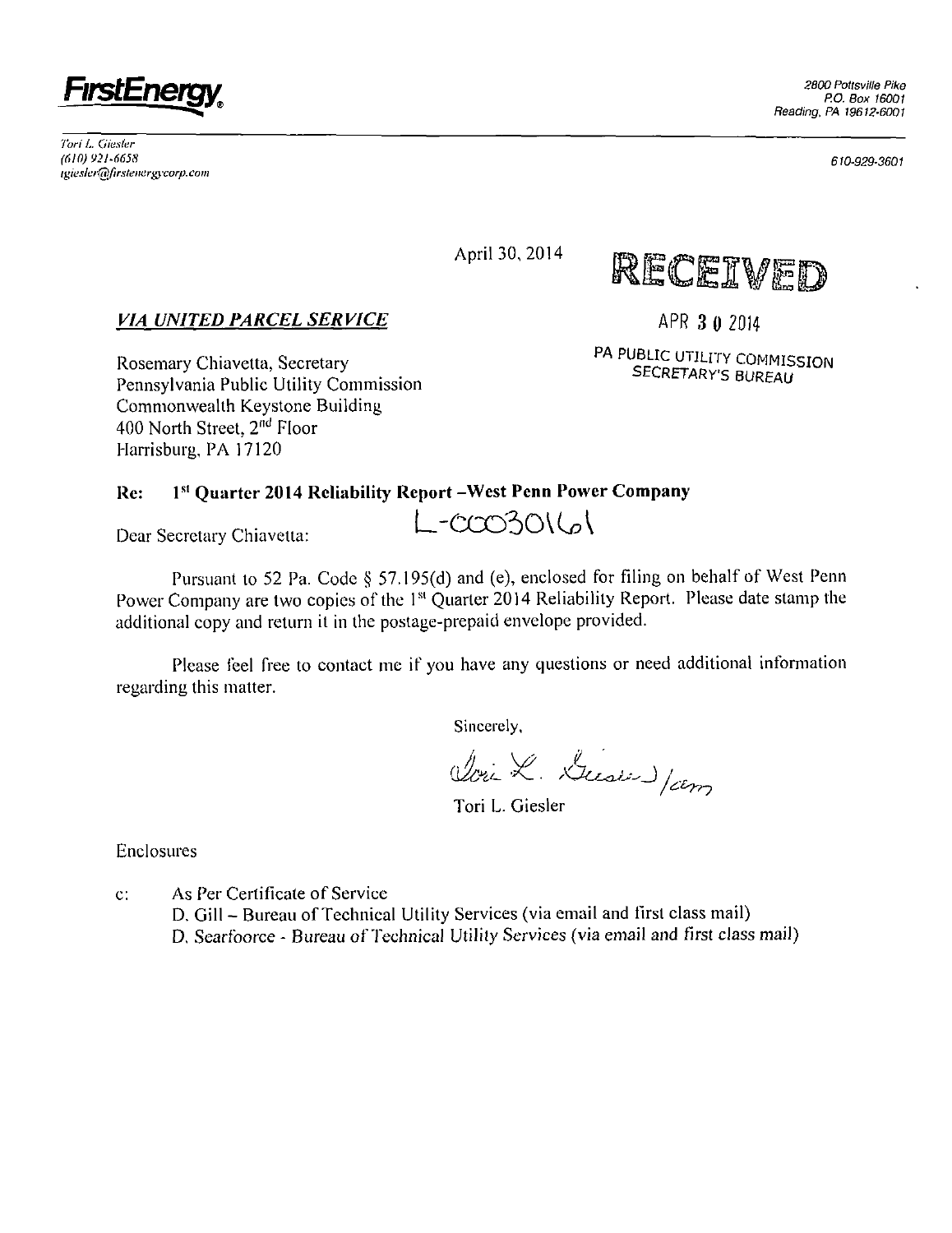**FirstEnergy**

2800 Pottsville Pike
P.O. Box 16001
Reading, PA 19612-6001

Tori L. Giesler
(610) 921-6658
tgiesler@firstenergycorp.com

610-929-3601

April 30, 2014

RECEIVED

APR 30 2014

PA PUBLIC UTILITY COMMISSION
SECRETARY'S BUREAU

***VIA UNITED PARCEL SERVICE***

Rosemary Chiavetta, Secretary
Pennsylvania Public Utility Commission
Commonwealth Keystone Building
400 North Street, 2nd Floor
Harrisburg, PA 17120

**Re: 1st Quarter 2014 Reliability Report –West Penn Power Company**

L-00030161

Dear Secretary Chiavetta:

Pursuant to 52 Pa. Code § 57.195(d) and (e), enclosed for filing on behalf of West Penn Power Company are two copies of the 1st Quarter 2014 Reliability Report. Please date stamp the additional copy and return it in the postage-prepaid envelope provided.

Please feel free to contact me if you have any questions or need additional information regarding this matter.

Sincerely,

Tori L. Giesler /cam

Tori L. Giesler

Enclosures

c: As Per Certificate of Service
D. Gill – Bureau of Technical Utility Services (via email and first class mail)
D. Searfoorce - Bureau of Technical Utility Services (via email and first class mail)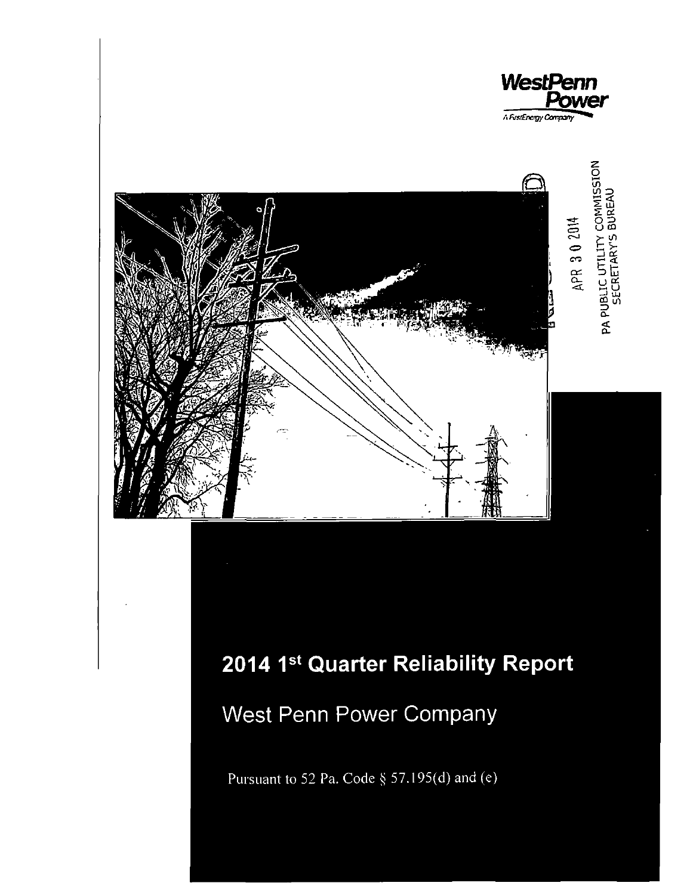**WestPenn Power**
A FirstEnergy Company

APR 3 0 2014

PA PUBLIC UTILITY COMMISSION
SECRETARY'S BUREAU

# 2014 1st Quarter Reliability Report

## West Penn Power Company

Pursuant to 52 Pa. Code § 57.195(d) and (e)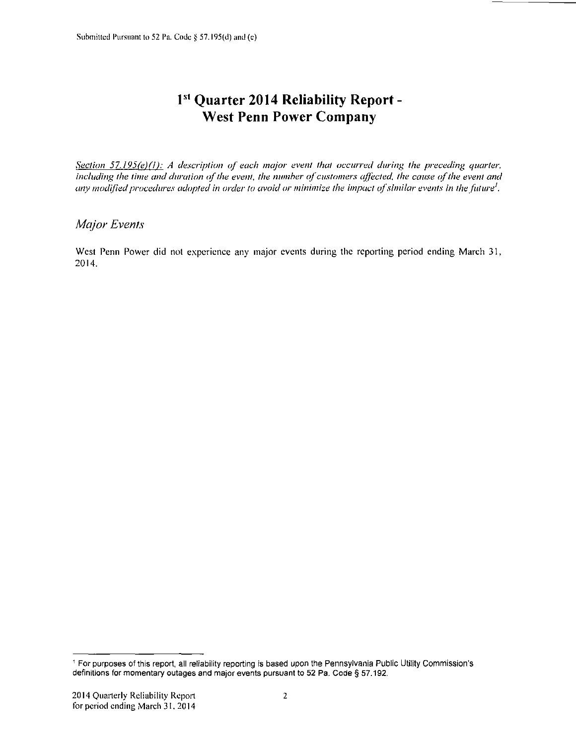Submitted Pursuant to 52 Pa. Code § 57.195(d) and (e)

# 1st Quarter 2014 Reliability Report - West Penn Power Company

*Section 57.195(e)(1): A description of each major event that occurred during the preceding quarter, including the time and duration of the event, the number of customers affected, the cause of the event and any modified procedures adopted in order to avoid or minimize the impact of similar events in the future*[1].

## *Major Events*

West Penn Power did not experience any major events during the reporting period ending March 31, 2014.

---

[1] For purposes of this report, all reliability reporting is based upon the Pennsylvania Public Utility Commission's definitions for momentary outages and major events pursuant to 52 Pa. Code § 57.192.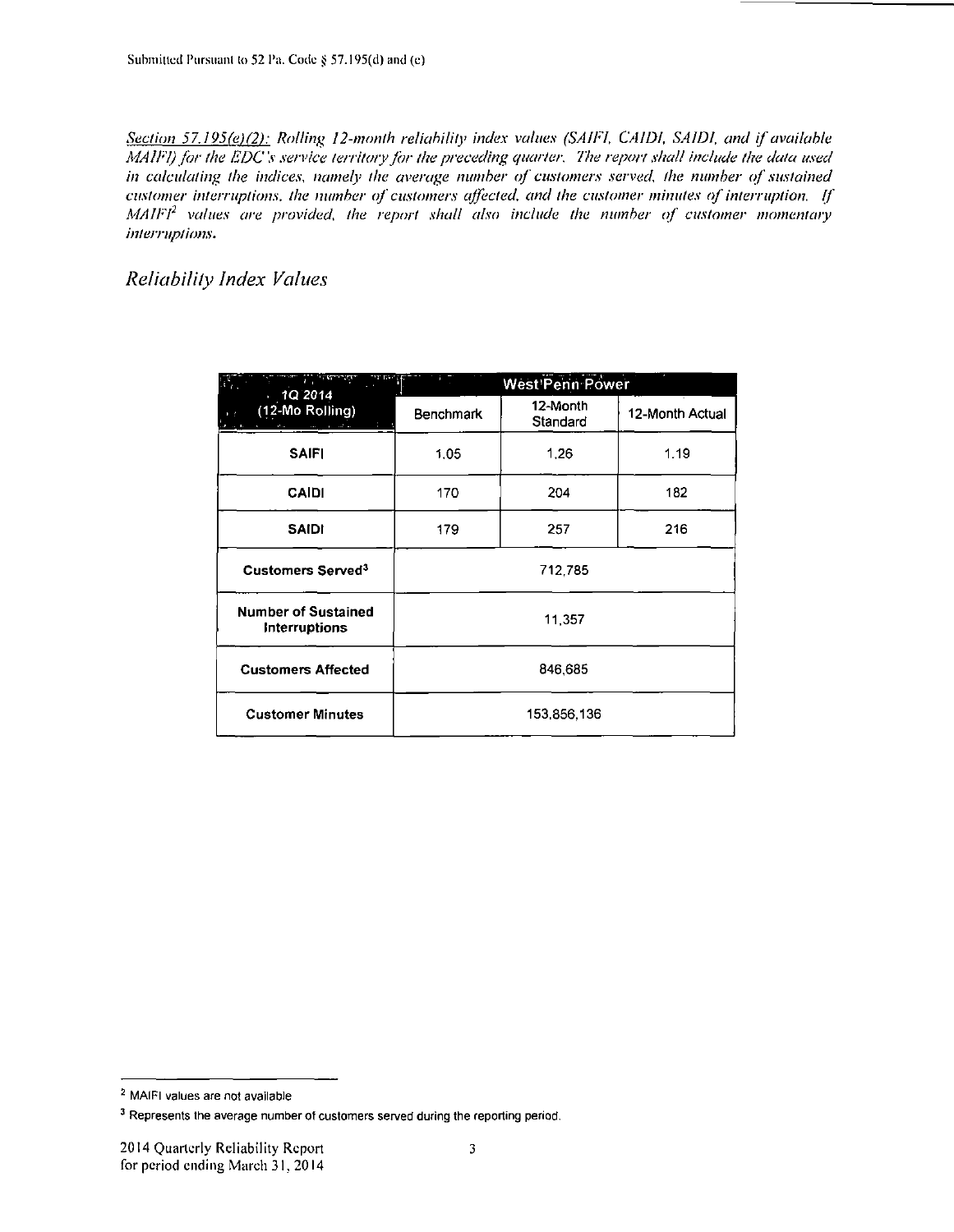Submitted Pursuant to 52 Pa. Code § 57.195(d) and (e)

*Section 57.195(e)(2): Rolling 12-month reliability index values (SAIFI, CAIDI, SAIDI, and if available MAIFI) for the EDC's service territory for the preceding quarter. The report shall include the data used in calculating the indices, namely the average number of customers served, the number of sustained customer interruptions, the number of customers affected, and the customer minutes of interruption. If MAIFI[2] values are provided, the report shall also include the number of customer momentary interruptions.*

## *Reliability Index Values*

| 1Q 2014 (12-Mo Rolling) | West Penn Power | | |
|---|---|---|---|
| | Benchmark | 12-Month Standard | 12-Month Actual |
| **SAIFI** | 1.05 | 1.26 | 1.19 |
| **CAIDI** | 170 | 204 | 182 |
| **SAIDI** | 179 | 257 | 216 |
| **Customers Served[3]** | 712,785 | | |
| **Number of Sustained Interruptions** | 11,357 | | |
| **Customers Affected** | 846,685 | | |
| **Customer Minutes** | 153,856,136 | | |

[2] MAIFI values are not available

[3] Represents the average number of customers served during the reporting period.

2014 Quarterly Reliability Report
for period ending March 31, 2014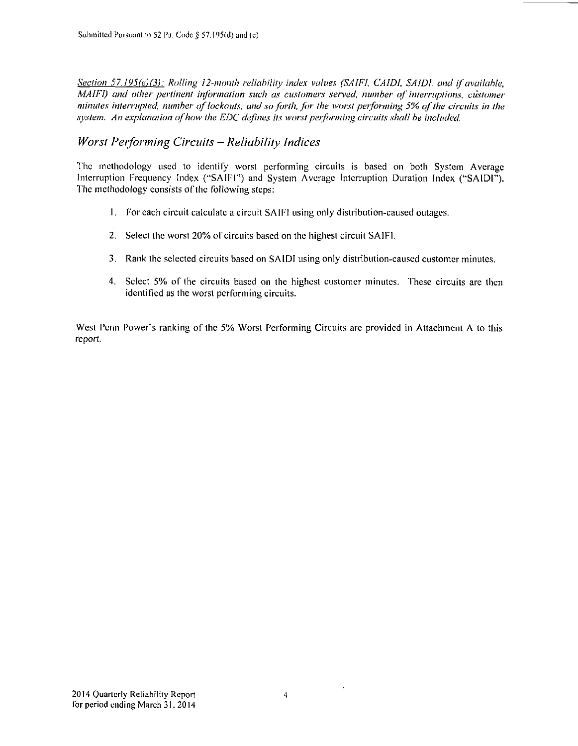*Section 57.195(e)(3): Rolling 12-month reliability index values (SAIFI, CAIDI, SAIDI, and if available, MAIFI) and other pertinent information such as customers served, number of interruptions, customer minutes interrupted, number of lockouts, and so forth, for the worst performing 5% of the circuits in the system. An explanation of how the EDC defines its worst performing circuits shall be included.*

## *Worst Performing Circuits – Reliability Indices*

The methodology used to identify worst performing circuits is based on both System Average Interruption Frequency Index ("SAIFI") and System Average Interruption Duration Index ("SAIDI"). The methodology consists of the following steps:

1. For each circuit calculate a circuit SAIFI using only distribution-caused outages.

2. Select the worst 20% of circuits based on the highest circuit SAIFI.

3. Rank the selected circuits based on SAIDI using only distribution-caused customer minutes.

4. Select 5% of the circuits based on the highest customer minutes. These circuits are then identified as the worst performing circuits.

West Penn Power's ranking of the 5% Worst Performing Circuits are provided in Attachment A to this report.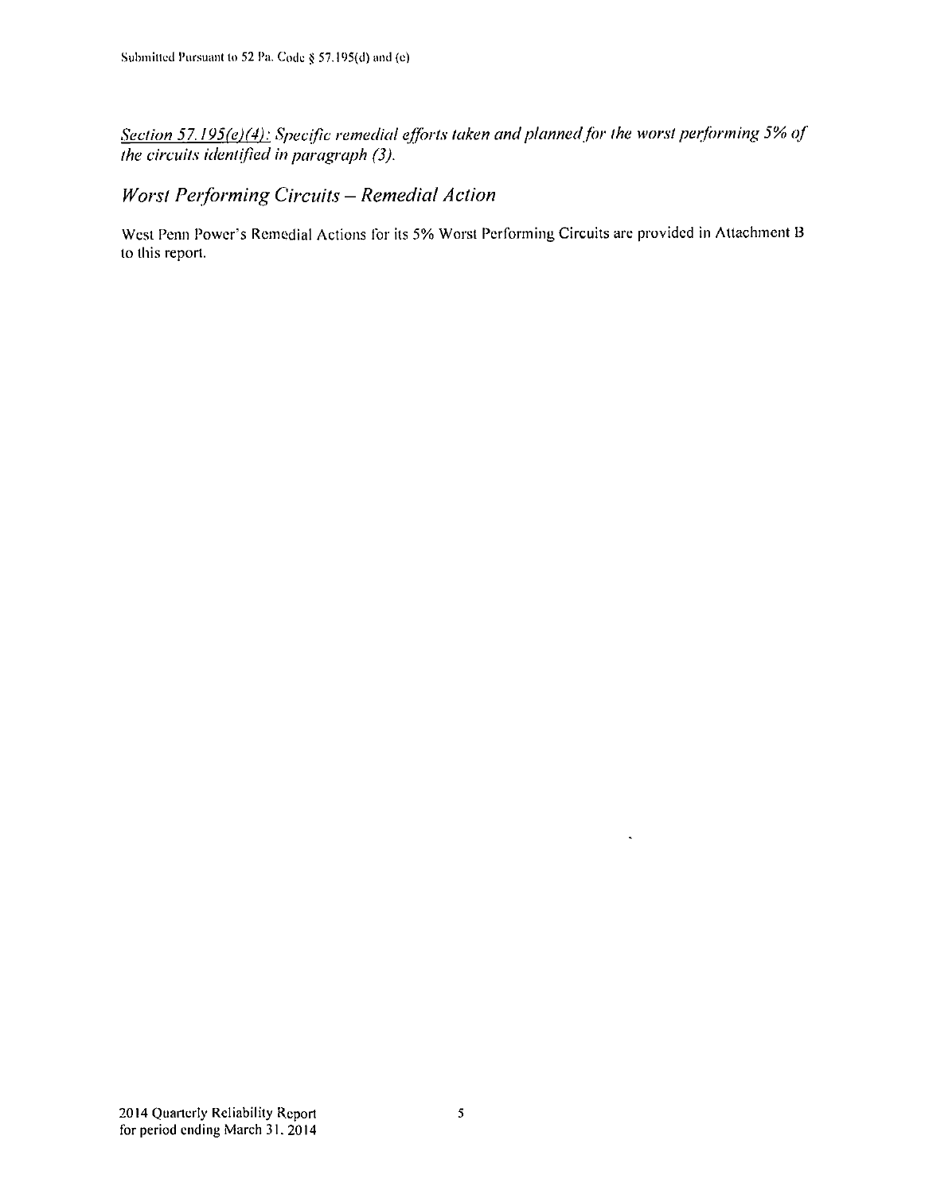*<u>Section 57.195(e)(4):</u> Specific remedial efforts taken and planned for the worst performing 5% of the circuits identified in paragraph (3).*

## *Worst Performing Circuits – Remedial Action*

West Penn Power's Remedial Actions for its 5% Worst Performing Circuits are provided in Attachment B to this report.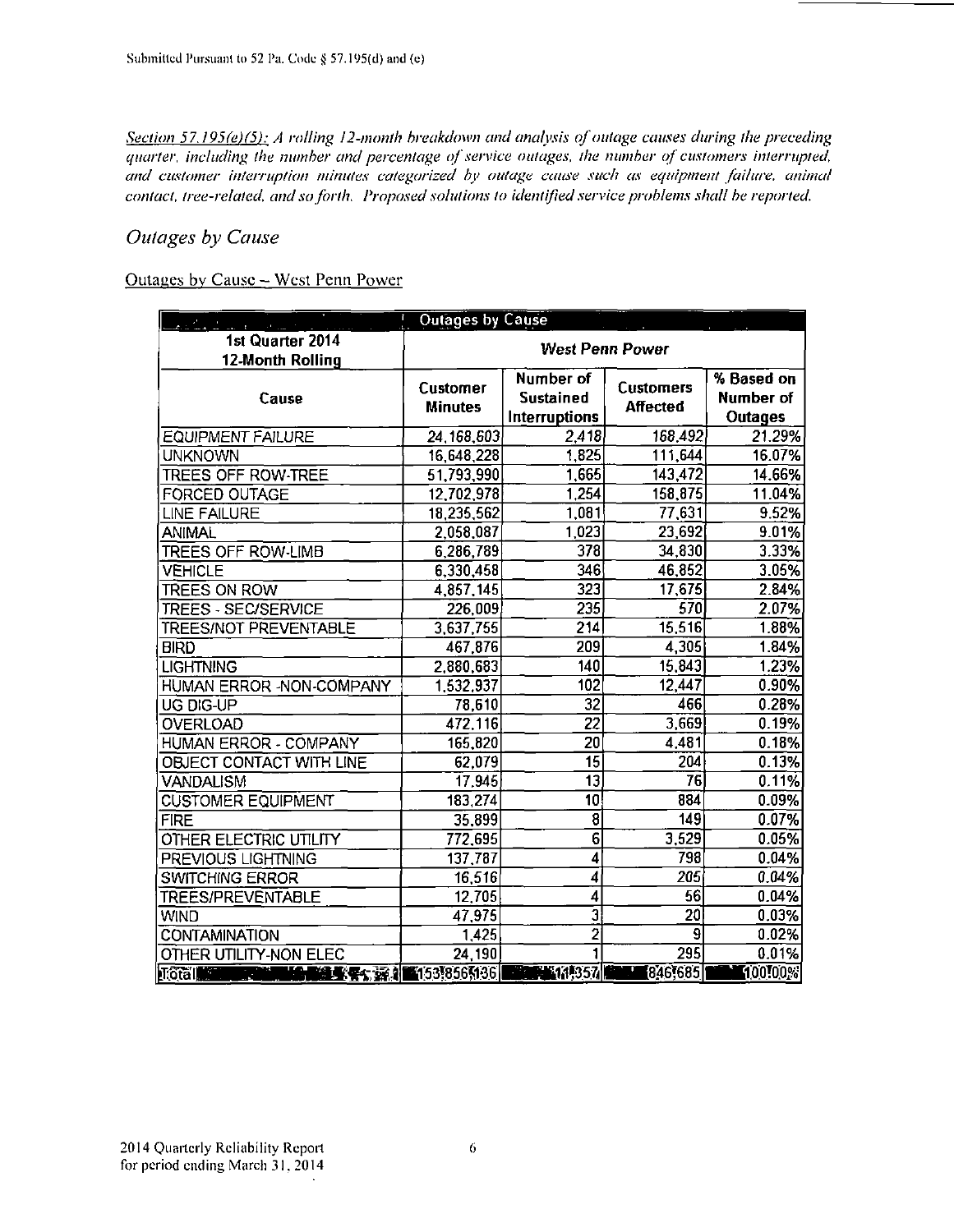Submitted Pursuant to 52 Pa. Code § 57.195(d) and (e)

*Section 57.195(e)(5): A rolling 12-month breakdown and analysis of outage causes during the preceding quarter, including the number and percentage of service outages, the number of customers interrupted, and customer interruption minutes categorized by outage cause such as equipment failure, animal contact, tree-related, and so forth. Proposed solutions to identified service problems shall be reported.*

## *Outages by Cause*

Outages by Cause – West Penn Power

| Outages by Cause | | | | |
|---|---|---|---|---|
| **1st Quarter 2014 12-Month Rolling** | ***West Penn Power*** | | | |
| **Cause** | **Customer Minutes** | **Number of Sustained Interruptions** | **Customers Affected** | **% Based on Number of Outages** |
| EQUIPMENT FAILURE | 24,168,603 | 2,418 | 168,492 | 21.29% |
| UNKNOWN | 16,648,228 | 1,825 | 111,644 | 16.07% |
| TREES OFF ROW-TREE | 51,793,990 | 1,665 | 143,472 | 14.66% |
| FORCED OUTAGE | 12,702,978 | 1,254 | 158,875 | 11.04% |
| LINE FAILURE | 18,235,562 | 1,081 | 77,631 | 9.52% |
| ANIMAL | 2,058,087 | 1,023 | 23,692 | 9.01% |
| TREES OFF ROW-LIMB | 6,286,789 | 378 | 34,830 | 3.33% |
| VEHICLE | 6,330,458 | 346 | 46,852 | 3.05% |
| TREES ON ROW | 4,857,145 | 323 | 17,675 | 2.84% |
| TREES - SEC/SERVICE | 226,009 | 235 | 570 | 2.07% |
| TREES/NOT PREVENTABLE | 3,637,755 | 214 | 15,516 | 1.88% |
| BIRD | 467,876 | 209 | 4,305 | 1.84% |
| LIGHTNING | 2,880,683 | 140 | 15,843 | 1.23% |
| HUMAN ERROR -NON-COMPANY | 1,532,937 | 102 | 12,447 | 0.90% |
| UG DIG-UP | 78,610 | 32 | 466 | 0.28% |
| OVERLOAD | 472,116 | 22 | 3,669 | 0.19% |
| HUMAN ERROR - COMPANY | 165,820 | 20 | 4,481 | 0.18% |
| OBJECT CONTACT WITH LINE | 62,079 | 15 | 204 | 0.13% |
| VANDALISM | 17,945 | 13 | 76 | 0.11% |
| CUSTOMER EQUIPMENT | 183,274 | 10 | 884 | 0.09% |
| FIRE | 35,899 | 8 | 149 | 0.07% |
| OTHER ELECTRIC UTILITY | 772,695 | 6 | 3,529 | 0.05% |
| PREVIOUS LIGHTNING | 137,787 | 4 | 798 | 0.04% |
| SWITCHING ERROR | 16,516 | 4 | 205 | 0.04% |
| TREES/PREVENTABLE | 12,705 | 4 | 56 | 0.04% |
| WIND | 47,975 | 3 | 20 | 0.03% |
| CONTAMINATION | 1,425 | 2 | 9 | 0.02% |
| OTHER UTILITY-NON ELEC | 24,190 | 1 | 295 | 0.01% |
| Total | 153,856,136 | 11,357 | 846,685 | 100.00% |

2014 Quarterly Reliability Report
for period ending March 31, 2014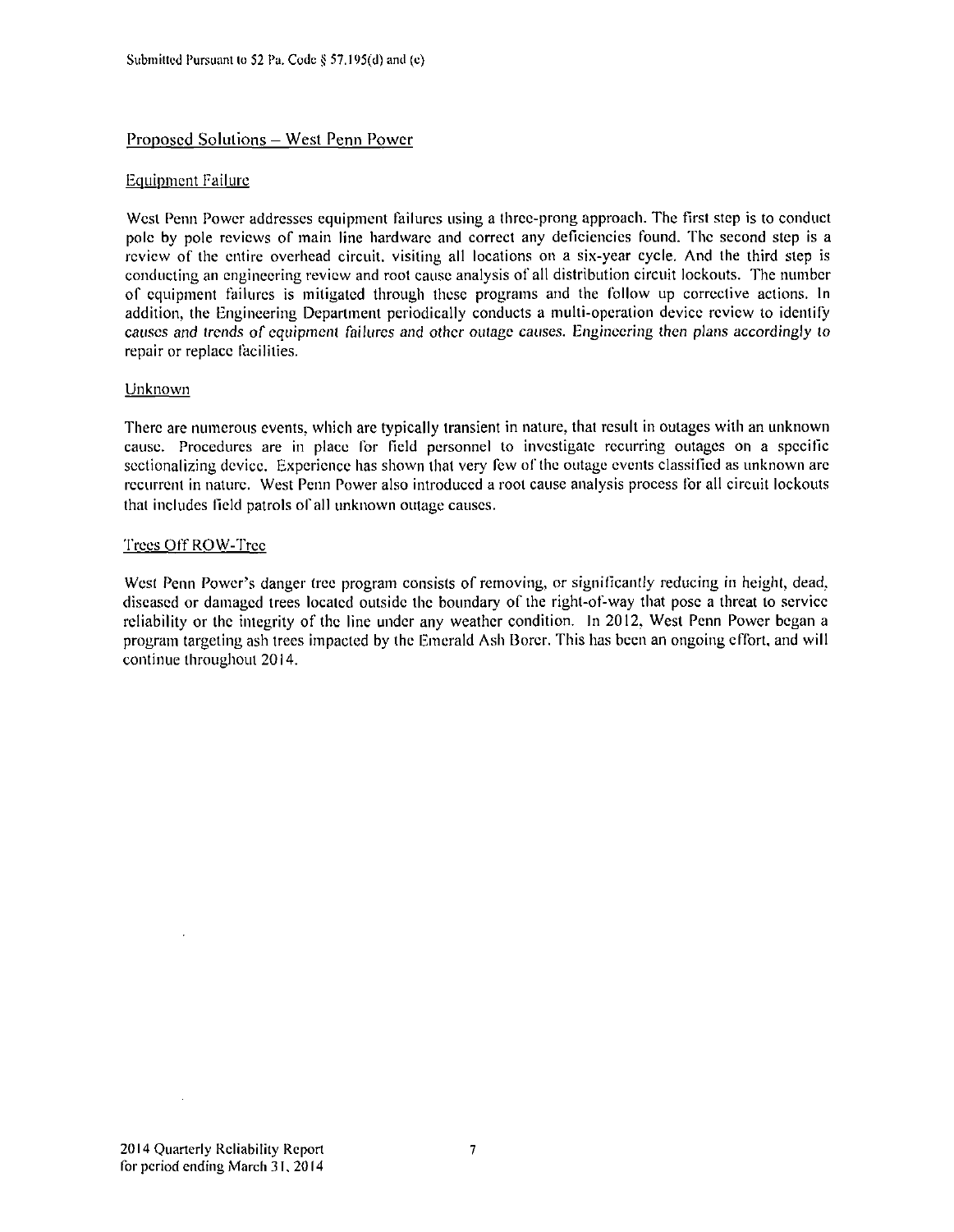## Proposed Solutions – West Penn Power

### Equipment Failure

West Penn Power addresses equipment failures using a three-prong approach. The first step is to conduct pole by pole reviews of main line hardware and correct any deficiencies found. The second step is a review of the entire overhead circuit, visiting all locations on a six-year cycle. And the third step is conducting an engineering review and root cause analysis of all distribution circuit lockouts. The number of equipment failures is mitigated through these programs and the follow up corrective actions. In addition, the Engineering Department periodically conducts a multi-operation device review to identify causes and trends of equipment failures and other outage causes. Engineering then plans accordingly to repair or replace facilities.

### Unknown

There are numerous events, which are typically transient in nature, that result in outages with an unknown cause. Procedures are in place for field personnel to investigate recurring outages on a specific sectionalizing device. Experience has shown that very few of the outage events classified as unknown are recurrent in nature. West Penn Power also introduced a root cause analysis process for all circuit lockouts that includes field patrols of all unknown outage causes.

### Trees Off ROW-Tree

West Penn Power's danger tree program consists of removing, or significantly reducing in height, dead, diseased or damaged trees located outside the boundary of the right-of-way that pose a threat to service reliability or the integrity of the line under any weather condition. In 2012, West Penn Power began a program targeting ash trees impacted by the Emerald Ash Borer. This has been an ongoing effort, and will continue throughout 2014.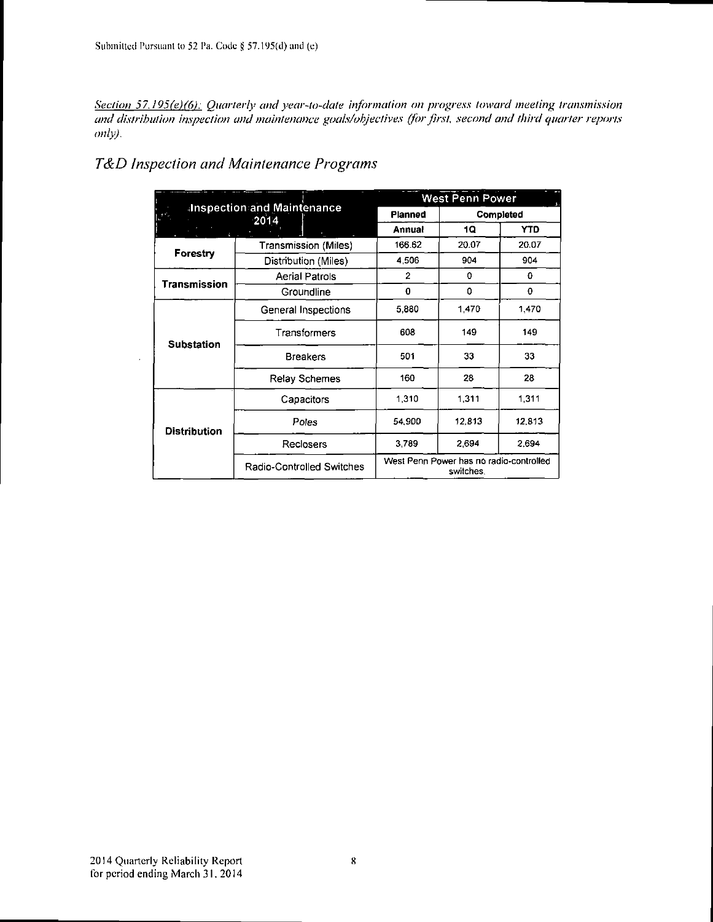Submitted Pursuant to 52 Pa. Code § 57.195(d) and (e)

*Section 57.195(e)(6): Quarterly and year-to-date information on progress toward meeting transmission and distribution inspection and maintenance goals/objectives (for first, second and third quarter reports only).*

## *T&D Inspection and Maintenance Programs*

| Inspection and Maintenance 2014 | | West Penn Power | | |
|---|---|---|---|---|
| | | Planned | Completed | |
| | | Annual | 1Q | YTD |
| Forestry | Transmission (Miles) | 166.62 | 20.07 | 20.07 |
| | Distribution (Miles) | 4,506 | 904 | 904 |
| Transmission | Aerial Patrols | 2 | 0 | 0 |
| | Groundline | 0 | 0 | 0 |
| Substation | General Inspections | 5,880 | 1,470 | 1,470 |
| | Transformers | 608 | 149 | 149 |
| | Breakers | 501 | 33 | 33 |
| | Relay Schemes | 160 | 28 | 28 |
| Distribution | Capacitors | 1,310 | 1,311 | 1,311 |
| | Poles | 54,900 | 12,813 | 12,813 |
| | Reclosers | 3,789 | 2,694 | 2,694 |
| | Radio-Controlled Switches | West Penn Power has no radio-controlled switches. | | |

2014 Quarterly Reliability Report
for period ending March 31, 2014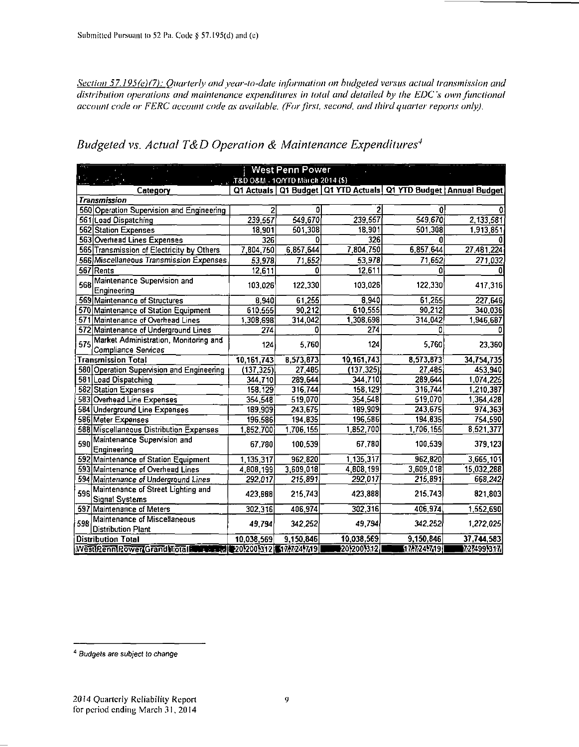Submitted Pursuant to 52 Pa. Code § 57.195(d) and (e)

*Section 57.195(e)(7): Quarterly and year-to-date information on budgeted versus actual transmission and distribution operations and maintenance expenditures in total and detailed by the EDC's own functional account code or FERC account code as available. (For first, second, and third quarter reports only).*

## *Budgeted vs. Actual T&D Operation & Maintenance Expenditures[4]*

| West Penn Power | | | | | | |
|---|---|---|---|---|---|---|
| T&D O&M - 1Q/YTD March 2014 ($) | | | | | | |
| Category | | Q1 Actuals | Q1 Budget | Q1 YTD Actuals | Q1 YTD Budget | Annual Budget |
| **Transmission** | | | | | | |
| 560 | Operation Supervision and Engineering | 2 | 0 | 2 | 0 | 0 |
| 561 | Load Dispatching | 239,557 | 549,670 | 239,557 | 549,670 | 2,133,581 |
| 562 | Station Expenses | 18,901 | 501,308 | 18,901 | 501,308 | 1,913,851 |
| 563 | Overhead Lines Expenses | 326 | 0 | 326 | 0 | 0 |
| 565 | Transmission of Electricity by Others | 7,804,750 | 6,857,644 | 7,804,750 | 6,857,644 | 27,481,224 |
| 566 | Miscellaneous Transmission Expenses | 53,978 | 71,652 | 53,978 | 71,652 | 271,032 |
| 567 | Rents | 12,611 | 0 | 12,611 | 0 | 0 |
| 568 | Maintenance Supervision and Engineering | 103,026 | 122,330 | 103,026 | 122,330 | 417,316 |
| 569 | Maintenance of Structures | 8,940 | 61,255 | 8,940 | 61,255 | 227,646 |
| 570 | Maintenance of Station Equipment | 610,555 | 90,212 | 610,555 | 90,212 | 340,036 |
| 571 | Maintenance of Overhead Lines | 1,308,698 | 314,042 | 1,308,698 | 314,042 | 1,946,687 |
| 572 | Maintenance of Underground Lines | 274 | 0 | 274 | 0 | 0 |
| 575 | Market Administration, Monitoring and Compliance Services | 124 | 5,760 | 124 | 5,760 | 23,360 |
| **Transmission Total** | | 10,161,743 | 8,573,873 | 10,161,743 | 8,573,873 | 34,754,735 |
| 580 | Operation Supervision and Engineering | (137,325) | 27,485 | (137,325) | 27,485 | 453,940 |
| 581 | Load Dispatching | 344,710 | 289,644 | 344,710 | 289,644 | 1,074,225 |
| 582 | Station Expenses | 158,129 | 316,744 | 158,129 | 316,744 | 1,210,387 |
| 583 | Overhead Line Expenses | 354,548 | 519,070 | 354,548 | 519,070 | 1,364,428 |
| 584 | Underground Line Expenses | 189,909 | 243,675 | 189,909 | 243,675 | 974,363 |
| 586 | Meter Expenses | 196,586 | 194,835 | 196,586 | 194,835 | 754,590 |
| 588 | Miscellaneous Distribution Expenses | 1,852,700 | 1,706,155 | 1,852,700 | 1,706,155 | 8,521,377 |
| 590 | Maintenance Supervision and Engineering | 67,780 | 100,539 | 67,780 | 100,539 | 379,123 |
| 592 | Maintenance of Station Equipment | 1,135,317 | 962,820 | 1,135,317 | 962,820 | 3,665,101 |
| 593 | Maintenance of Overhead Lines | 4,808,199 | 3,609,018 | 4,808,199 | 3,609,018 | 15,032,288 |
| 594 | Maintenance of Underground Lines | 292,017 | 215,891 | 292,017 | 215,891 | 668,242 |
| 596 | Maintenance of Street Lighting and Signal Systems | 423,888 | 215,743 | 423,888 | 215,743 | 821,803 |
| 597 | Maintenance of Meters | 302,316 | 406,974 | 302,316 | 406,974 | 1,552,690 |
| 598 | Maintenance of Miscellaneous Distribution Plant | 49,794 | 342,252 | 49,794 | 342,252 | 1,272,025 |
| **Distribution Total** | | 10,038,569 | 9,150,846 | 10,038,569 | 9,150,846 | 37,744,583 |
| **West Penn Power Grand Total** | | 20,200,312 | 17,724,719 | 20,200,312 | 17,724,719 | 72,499,317 |

---

[4] *Budgets are subject to change*

2014 Quarterly Reliability Report
for period ending March 31, 2014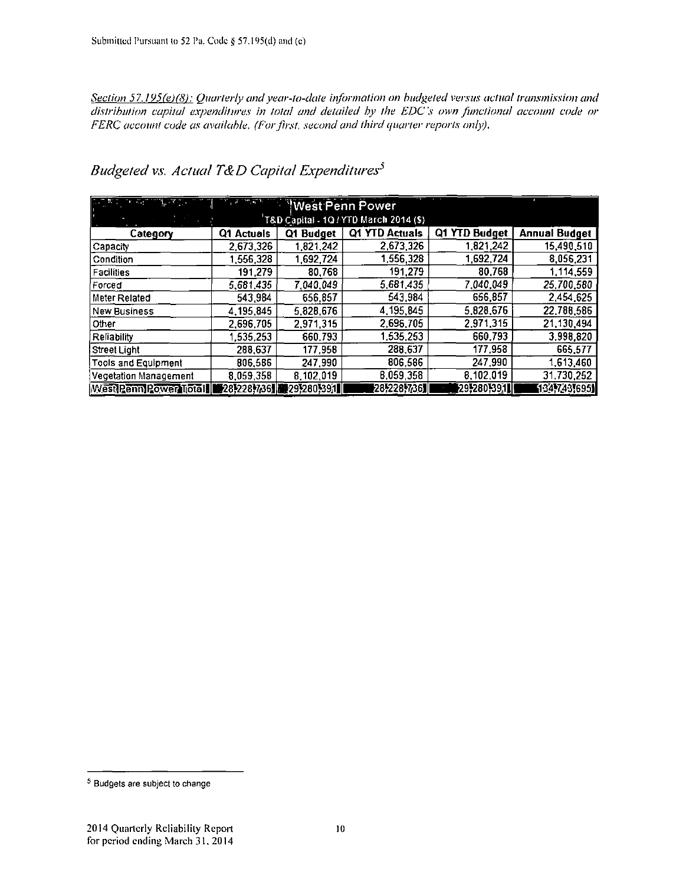*Section 57.195(e)(8): Quarterly and year-to-date information on budgeted versus actual transmission and distribution capital expenditures in total and detailed by the EDC's own functional account code or FERC account code as available. (For first, second and third quarter reports only).*

## *Budgeted vs. Actual T&D Capital Expenditures*[5]

| West Penn Power<br>T&D Capital - 1Q / YTD March 2014 ($) | | | | | |
|---|---|---|---|---|---|
| Category | Q1 Actuals | Q1 Budget | Q1 YTD Actuals | Q1 YTD Budget | Annual Budget |
| Capacity | 2,673,326 | 1,821,242 | 2,673,326 | 1,821,242 | 15,490,510 |
| Condition | 1,556,328 | 1,692,724 | 1,556,328 | 1,692,724 | 8,056,231 |
| Facilities | 191,279 | 80,768 | 191,279 | 80,768 | 1,114,559 |
| Forced | 5,681,435 | 7,040,049 | 5,681,435 | 7,040,049 | 25,700,580 |
| Meter Related | 543,984 | 656,857 | 543,984 | 656,857 | 2,454,625 |
| New Business | 4,195,845 | 5,828,676 | 4,195,845 | 5,828,676 | 22,788,586 |
| Other | 2,696,705 | 2,971,315 | 2,696,705 | 2,971,315 | 21,130,494 |
| Reliability | 1,535,253 | 660,793 | 1,535,253 | 660,793 | 3,998,820 |
| Street Light | 288,637 | 177,958 | 288,637 | 177,958 | 665,577 |
| Tools and Equipment | 806,586 | 247,990 | 806,586 | 247,990 | 1,613,460 |
| Vegetation Management | 8,059,358 | 8,102,019 | 8,059,358 | 8,102,019 | 31,730,252 |
| West Penn Power Total | 28,228,736 | 29,280,391 | 28,228,736 | 29,280,391 | 134,743,695 |

[5] Budgets are subject to change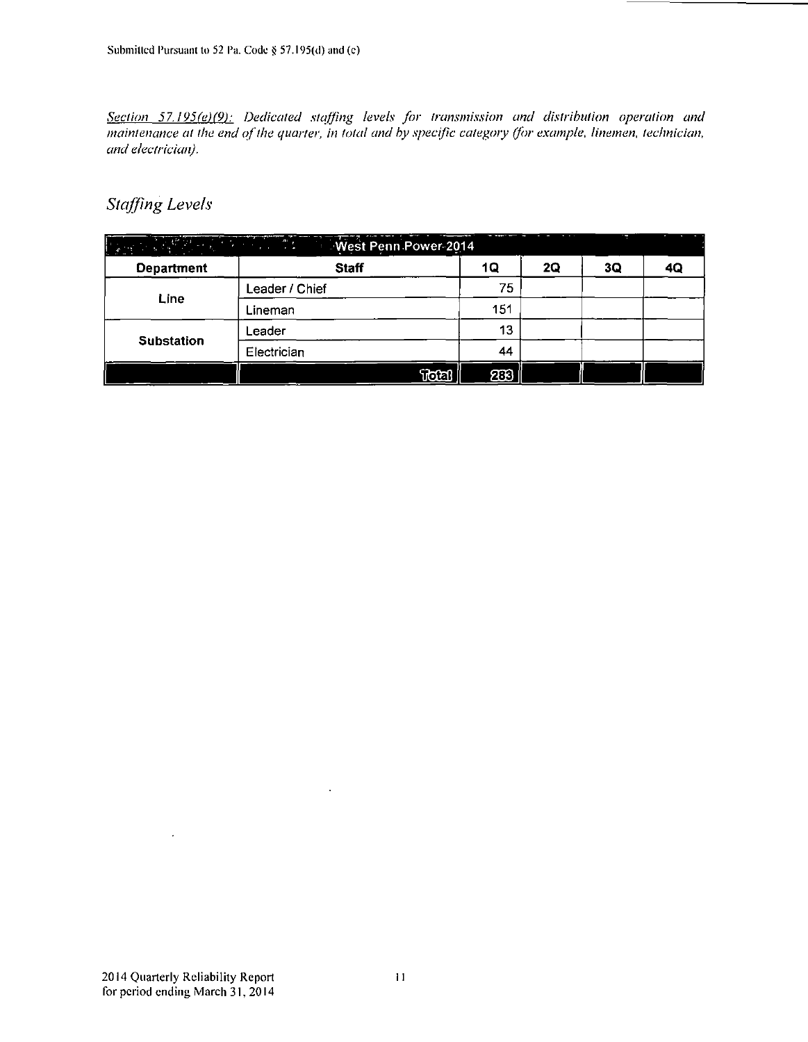Submitted Pursuant to 52 Pa. Code § 57.195(d) and (e)

*Section 57.195(e)(9): Dedicated staffing levels for transmission and distribution operation and maintenance at the end of the quarter, in total and by specific category (for example, linemen, technician, and electrician).*

## *Staffing Levels*

| West Penn Power 2014 | | | | | |
|---|---|---|---|---|---|
| **Department** | **Staff** | **1Q** | **2Q** | **3Q** | **4Q** |
| Line | Leader / Chief | 75 | | | |
| | Lineman | 151 | | | |
| Substation | Leader | 13 | | | |
| | Electrician | 44 | | | |
| | **Total** | **283** | | | |

2014 Quarterly Reliability Report
for period ending March 31, 2014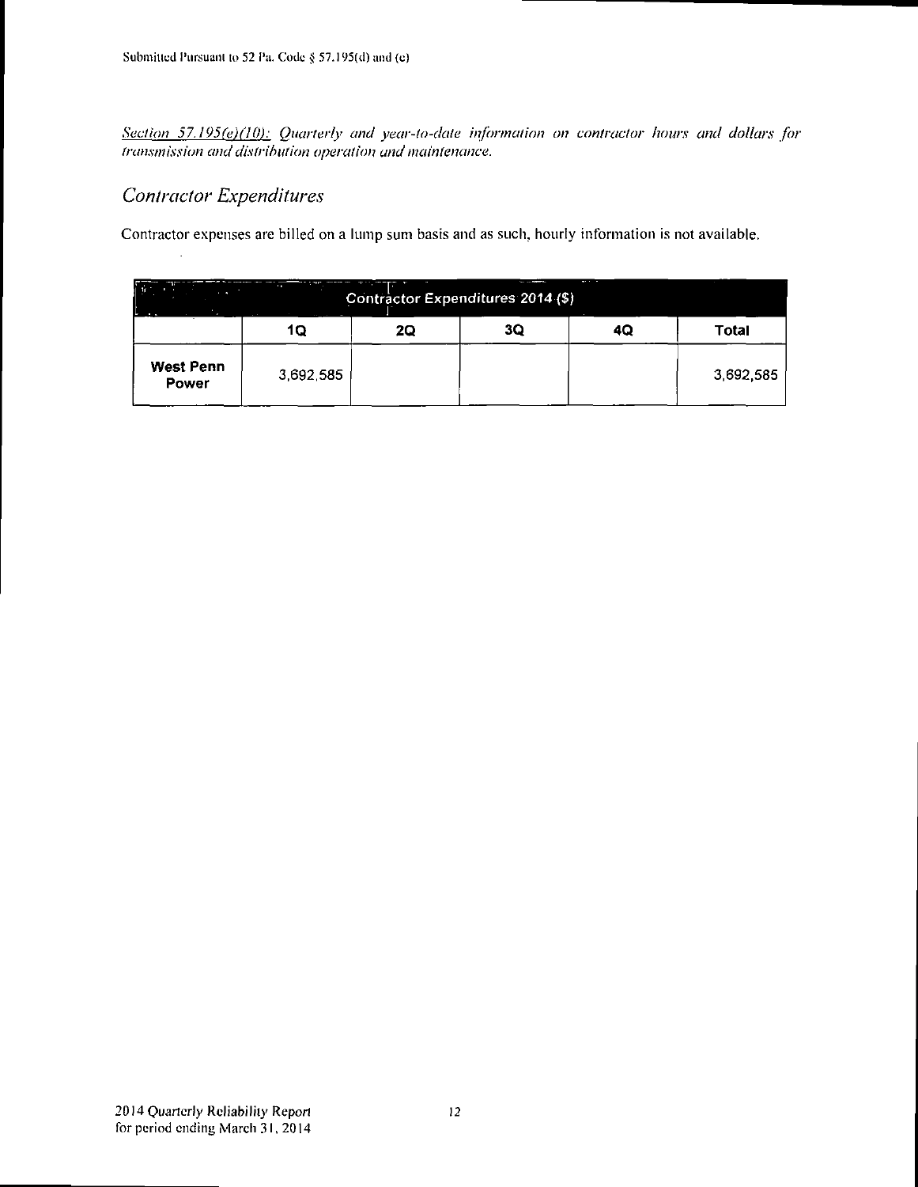*Section 57.195(e)(10): Quarterly and year-to-date information on contractor hours and dollars for transmission and distribution operation and maintenance.*

## *Contractor Expenditures*

Contractor expenses are billed on a lump sum basis and as such, hourly information is not available.

| Contractor Expenditures 2014 ($) | | | | | |
|---|---|---|---|---|---|
| | 1Q | 2Q | 3Q | 4Q | Total |
| **West Penn Power** | 3,692,585 | | | | 3,692,585 |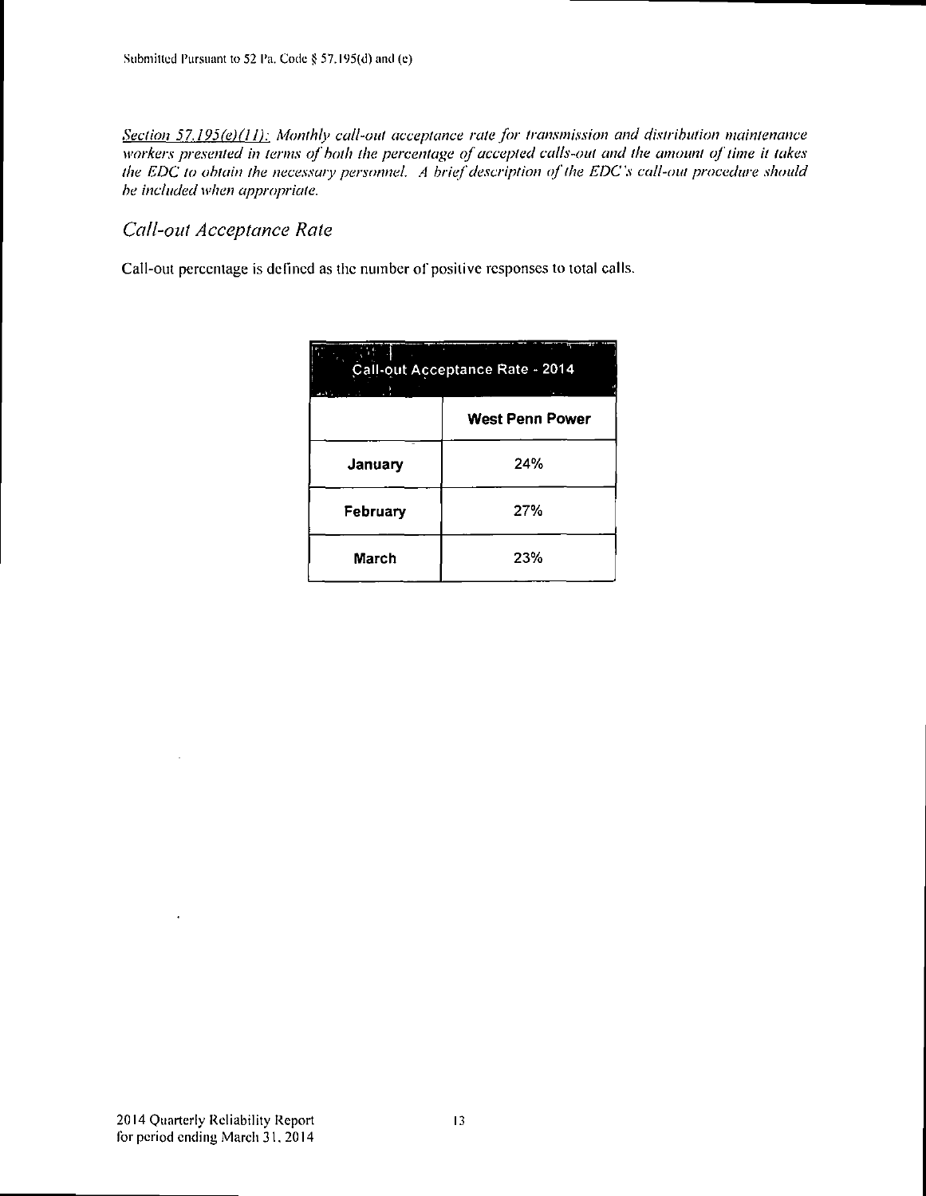*Section 57.195(e)(11): Monthly call-out acceptance rate for transmission and distribution maintenance workers presented in terms of both the percentage of accepted calls-out and the amount of time it takes the EDC to obtain the necessary personnel. A brief description of the EDC's call-out procedure should be included when appropriate.*

## *Call-out Acceptance Rate*

Call-out percentage is defined as the number of positive responses to total calls.

| Call-out Acceptance Rate - 2014 | |
|---|---|
| | **West Penn Power** |
| **January** | 24% |
| **February** | 27% |
| **March** | 23% |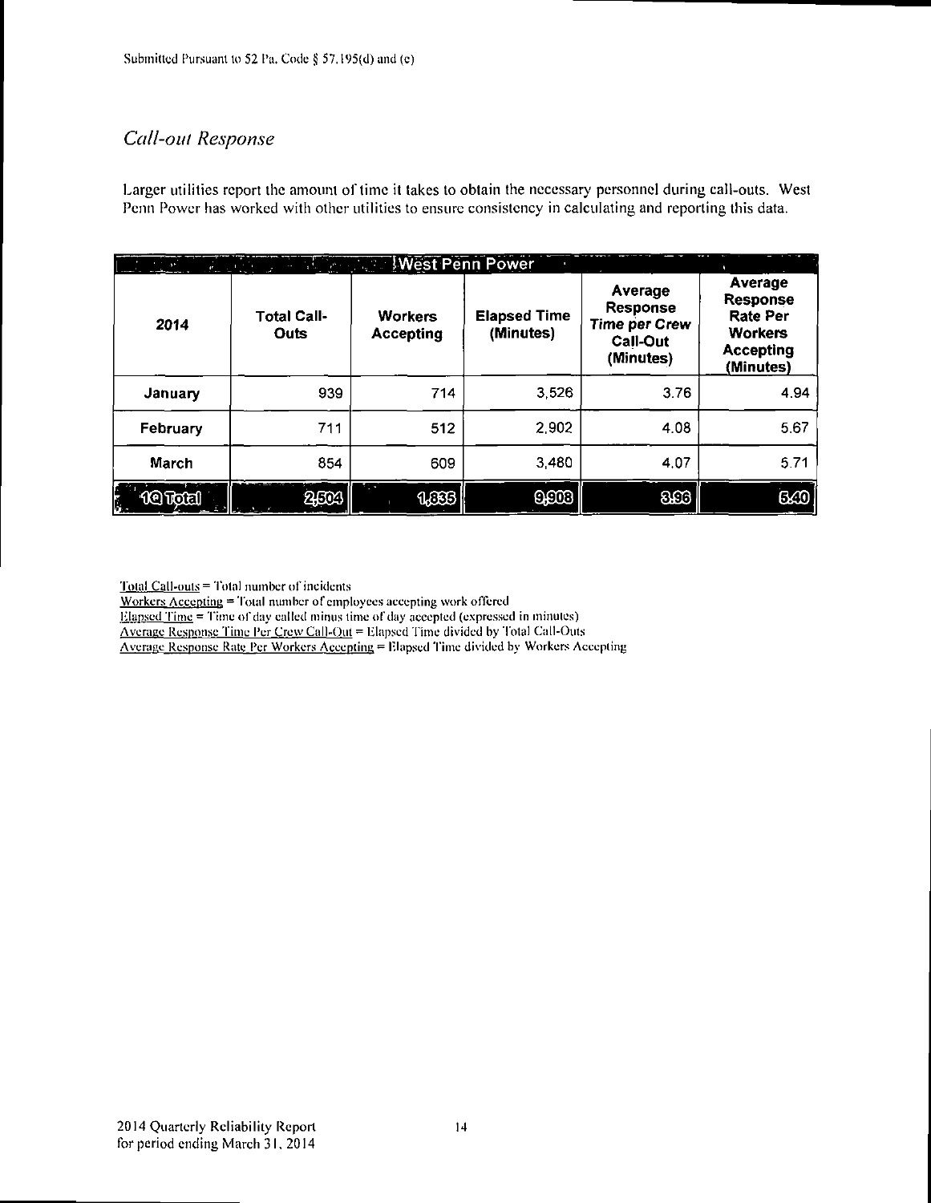Submitted Pursuant to 52 Pa. Code § 57.195(d) and (e)

## *Call-out Response*

Larger utilities report the amount of time it takes to obtain the necessary personnel during call-outs. West Penn Power has worked with other utilities to ensure consistency in calculating and reporting this data.

| West Penn Power | | | | | |
|---|---|---|---|---|---|
| **2014** | **Total Call-Outs** | **Workers Accepting** | **Elapsed Time (Minutes)** | **Average Response Time per Crew Call-Out (Minutes)** | **Average Response Rate Per Workers Accepting (Minutes)** |
| **January** | 939 | 714 | 3,526 | 3.76 | 4.94 |
| **February** | 711 | 512 | 2,902 | 4.08 | 5.67 |
| **March** | 854 | 609 | 3,480 | 4.07 | 5.71 |
| **1Q Total** | **2,504** | **1,835** | **9,908** | **3.96** | **5.40** |

Total Call-outs = Total number of incidents
Workers Accepting = Total number of employees accepting work offered
Elapsed Time = Time of day called minus time of day accepted (expressed in minutes)
Average Response Time Per Crew Call-Out = Elapsed Time divided by Total Call-Outs
Average Response Rate Per Workers Accepting = Elapsed Time divided by Workers Accepting

2014 Quarterly Reliability Report
for period ending March 31, 2014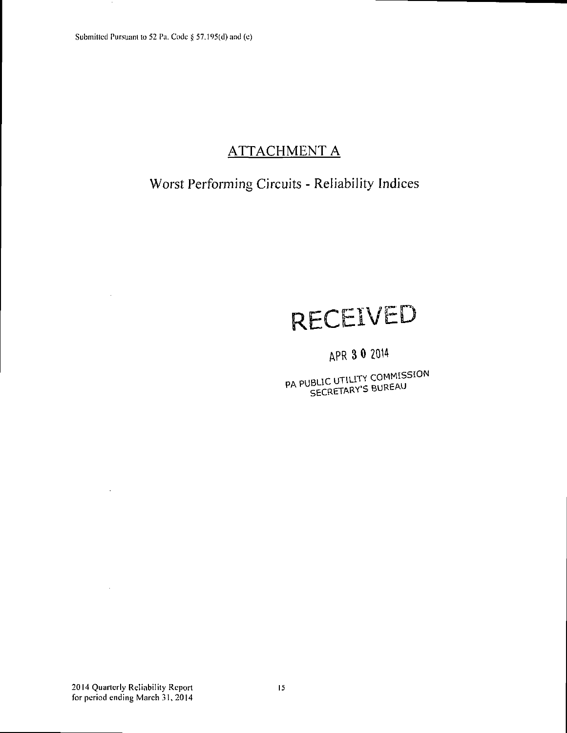Submitted Pursuant to 52 Pa. Code § 57.195(d) and (e)

# ATTACHMENT A

## Worst Performing Circuits - Reliability Indices

RECEIVED

APR 30 2014

PA PUBLIC UTILITY COMMISSION
SECRETARY'S BUREAU

2014 Quarterly Reliability Report
for period ending March 31, 2014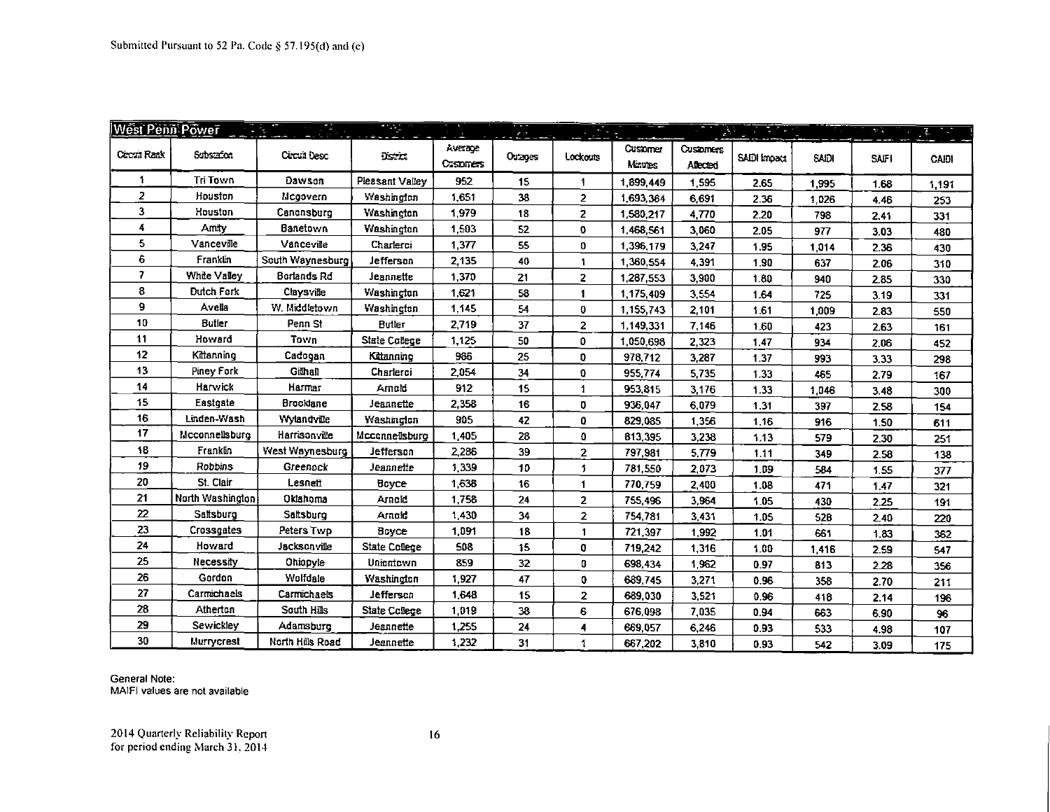Submitted Pursuant to 52 Pa. Code § 57.195(d) and (e)

| West Penn Power | | | | | | | | | | | | |
|---|---|---|---|---|---|---|---|---|---|---|---|---|
| Circuit Rank | Substation | Circuit Desc | District | Average Customers | Outages | Lockouts | Customer Minutes | Customers Affected | SAIDI Impact | SAIDI | SAIFI | CAIDI |
| 1 | Tri Town | Dawson | Pleasant Valley | 952 | 15 | 1 | 1,899,449 | 1,595 | 2.65 | 1,995 | 1.68 | 1,191 |
| 2 | Houston | Mcgovern | Washington | 1,651 | 38 | 2 | 1,693,364 | 6,691 | 2.36 | 1,026 | 4.46 | 253 |
| 3 | Houston | Canonsburg | Washington | 1,979 | 18 | 2 | 1,580,217 | 4,770 | 2.20 | 798 | 2.41 | 331 |
| 4 | Amity | Banetown | Washington | 1,503 | 52 | 0 | 1,468,561 | 3,060 | 2.05 | 977 | 3.03 | 480 |
| 5 | Vanceville | Vanceville | Charleroi | 1,377 | 55 | 0 | 1,396,179 | 3,247 | 1.95 | 1,014 | 2.36 | 430 |
| 6 | Franklin | South Waynesburg | Jefferson | 2,135 | 40 | 1 | 1,360,554 | 4,391 | 1.90 | 637 | 2.06 | 310 |
| 7 | White Valley | Borlands Rd | Jeannette | 1,370 | 21 | 2 | 1,287,553 | 3,900 | 1.80 | 940 | 2.85 | 330 |
| 8 | Dutch Fork | Claysville | Washington | 1,621 | 58 | 1 | 1,175,409 | 3,554 | 1.64 | 725 | 3.19 | 331 |
| 9 | Avella | W. Middletown | Washington | 1,145 | 54 | 0 | 1,155,743 | 2,101 | 1.61 | 1,009 | 2.83 | 550 |
| 10 | Butler | Penn St | Butler | 2,719 | 37 | 2 | 1,149,331 | 7,146 | 1.60 | 423 | 2.63 | 161 |
| 11 | Howard | Town | State College | 1,125 | 50 | 0 | 1,050,698 | 2,323 | 1.47 | 934 | 2.06 | 452 |
| 12 | Kittanning | Cadogan | Kittanning | 986 | 25 | 0 | 978,712 | 3,287 | 1.37 | 993 | 3.33 | 298 |
| 13 | Piney Fork | Gillhall | Charleroi | 2,054 | 34 | 0 | 955,774 | 5,735 | 1.33 | 465 | 2.79 | 167 |
| 14 | Harwick | Harmar | Arnold | 912 | 15 | 1 | 953,815 | 3,176 | 1.33 | 1,046 | 3.48 | 300 |
| 15 | Eastgate | Brooklane | Jeannette | 2,358 | 16 | 0 | 936,047 | 6,079 | 1.31 | 397 | 2.58 | 154 |
| 16 | Linden-Wash | Wylandville | Washington | 905 | 42 | 0 | 829,085 | 1,356 | 1.16 | 916 | 1.50 | 611 |
| 17 | Mcconnellsburg | Harrisonville | Mcconnellsburg | 1,405 | 28 | 0 | 813,395 | 3,238 | 1.13 | 579 | 2.30 | 251 |
| 18 | Franklin | West Waynesburg | Jefferson | 2,286 | 39 | 2 | 797,981 | 5,779 | 1.11 | 349 | 2.58 | 138 |
| 19 | Robbins | Greenock | Jeannette | 1,339 | 10 | 1 | 781,550 | 2,073 | 1.09 | 584 | 1.55 | 377 |
| 20 | St. Clair | Lesnett | Boyce | 1,638 | 16 | 1 | 770,759 | 2,400 | 1.08 | 471 | 1.47 | 321 |
| 21 | North Washington | Oklahoma | Arnold | 1,758 | 24 | 2 | 755,496 | 3,964 | 1.05 | 430 | 2.25 | 191 |
| 22 | Saltsburg | Saltsburg | Arnold | 1,430 | 34 | 2 | 754,781 | 3,431 | 1.05 | 528 | 2.40 | 220 |
| 23 | Crossgates | Peters Twp | Boyce | 1,091 | 18 | 1 | 721,397 | 1,992 | 1.01 | 661 | 1.83 | 362 |
| 24 | Howard | Jacksonville | State College | 508 | 15 | 0 | 719,242 | 1,316 | 1.00 | 1,416 | 2.59 | 547 |
| 25 | Necessity | Ohiopyle | Uniontown | 859 | 32 | 0 | 698,434 | 1,962 | 0.97 | 813 | 2.28 | 356 |
| 26 | Gordon | Wolfdale | Washington | 1,927 | 47 | 0 | 689,745 | 3,271 | 0.96 | 358 | 2.70 | 211 |
| 27 | Carmichaels | Carmichaels | Jefferson | 1,648 | 15 | 2 | 689,030 | 3,521 | 0.96 | 418 | 2.14 | 196 |
| 28 | Atherton | South Hills | State College | 1,019 | 38 | 6 | 676,098 | 7,035 | 0.94 | 663 | 6.90 | 96 |
| 29 | Sewickley | Adamsburg | Jeannette | 1,255 | 24 | 4 | 669,057 | 6,246 | 0.93 | 533 | 4.98 | 107 |
| 30 | Murrycrest | North Hills Road | Jeannette | 1,232 | 31 | 1 | 667,202 | 3,810 | 0.93 | 542 | 3.09 | 175 |

General Note:
MAIFI values are not available

2014 Quarterly Reliability Report
for period ending March 31, 2014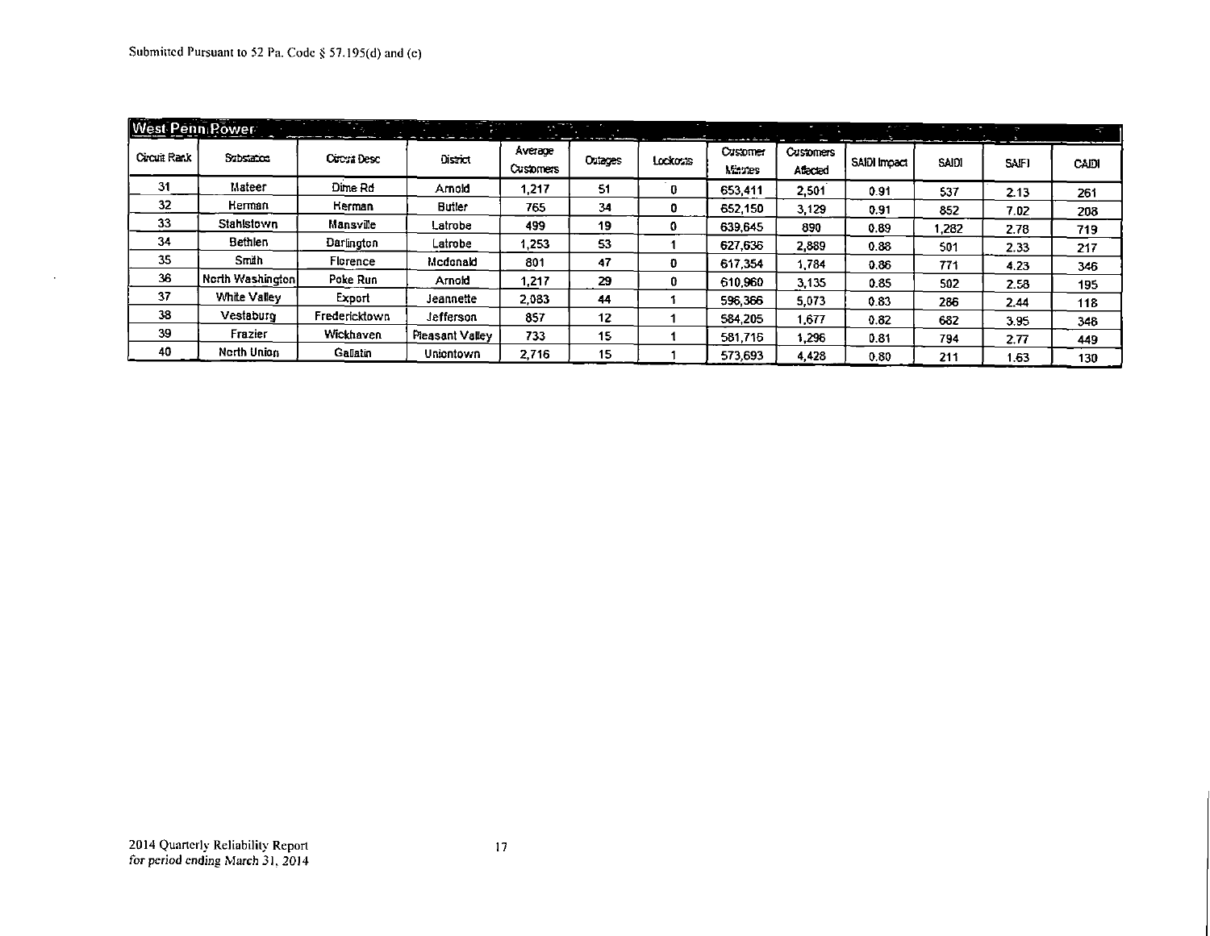Submitted Pursuant to 52 Pa. Code § 57.195(d) and (e)

**West Penn Power**

| Circuit Rank | Substation | Circuit Desc | District | Average Customers | Outages | Lockouts | Customer Minutes | Customers Affected | SAIDI Impact | SAIDI | SAIFI | CAIDI |
|---|---|---|---|---|---|---|---|---|---|---|---|---|
| 31 | Mateer | Dime Rd | Arnold | 1,217 | 51 | 0 | 653,411 | 2,501 | 0.91 | 537 | 2.13 | 261 |
| 32 | Herman | Herman | Butler | 765 | 34 | 0 | 652,150 | 3,129 | 0.91 | 852 | 7.02 | 208 |
| 33 | Stahlstown | Mansville | Latrobe | 499 | 19 | 0 | 639,645 | 890 | 0.89 | 1,282 | 2.78 | 719 |
| 34 | Bethlen | Darlington | Latrobe | 1,253 | 53 | 1 | 627,636 | 2,889 | 0.88 | 501 | 2.33 | 217 |
| 35 | Smith | Florence | Mcdonald | 801 | 47 | 0 | 617,354 | 1,784 | 0.86 | 771 | 4.23 | 346 |
| 36 | North Washington | Poke Run | Arnold | 1,217 | 29 | 0 | 610,960 | 3,135 | 0.85 | 502 | 2.58 | 195 |
| 37 | White Valley | Export | Jeannette | 2,083 | 44 | 1 | 596,366 | 5,073 | 0.83 | 286 | 2.44 | 118 |
| 38 | Vestaburg | Fredericktown | Jefferson | 857 | 12 | 1 | 584,205 | 1,677 | 0.82 | 682 | 3.95 | 348 |
| 39 | Frazier | Wickhaven | Pleasant Valley | 733 | 15 | 1 | 581,716 | 1,296 | 0.81 | 794 | 2.77 | 449 |
| 40 | North Union | Gallatin | Uniontown | 2,716 | 15 | 1 | 573,693 | 4,428 | 0.80 | 211 | 1.63 | 130 |

2014 Quarterly Reliability Report
for period ending March 31, 2014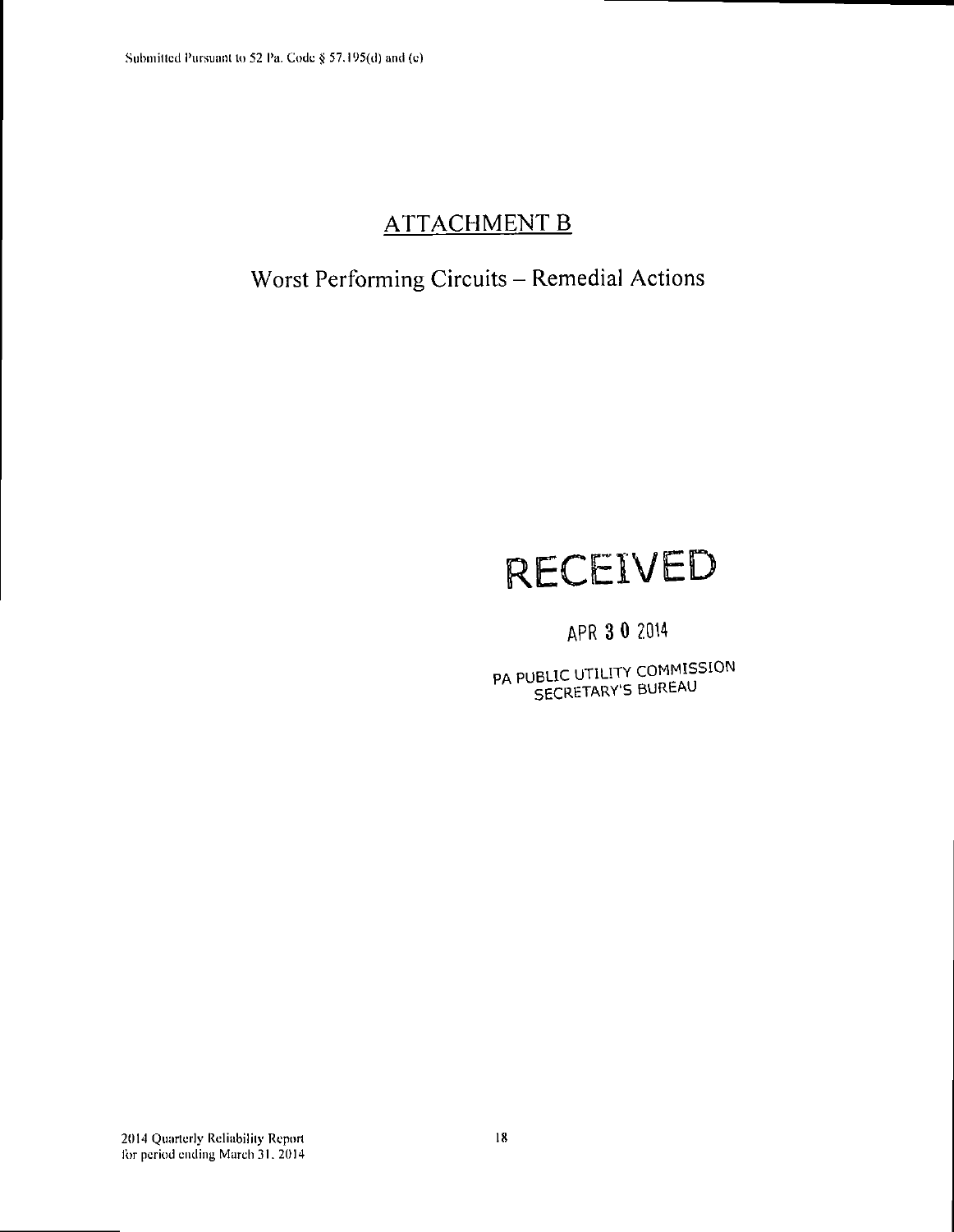# ATTACHMENT B

## Worst Performing Circuits – Remedial Actions

RECEIVED

APR 3 0 2014

PA PUBLIC UTILITY COMMISSION
SECRETARY'S BUREAU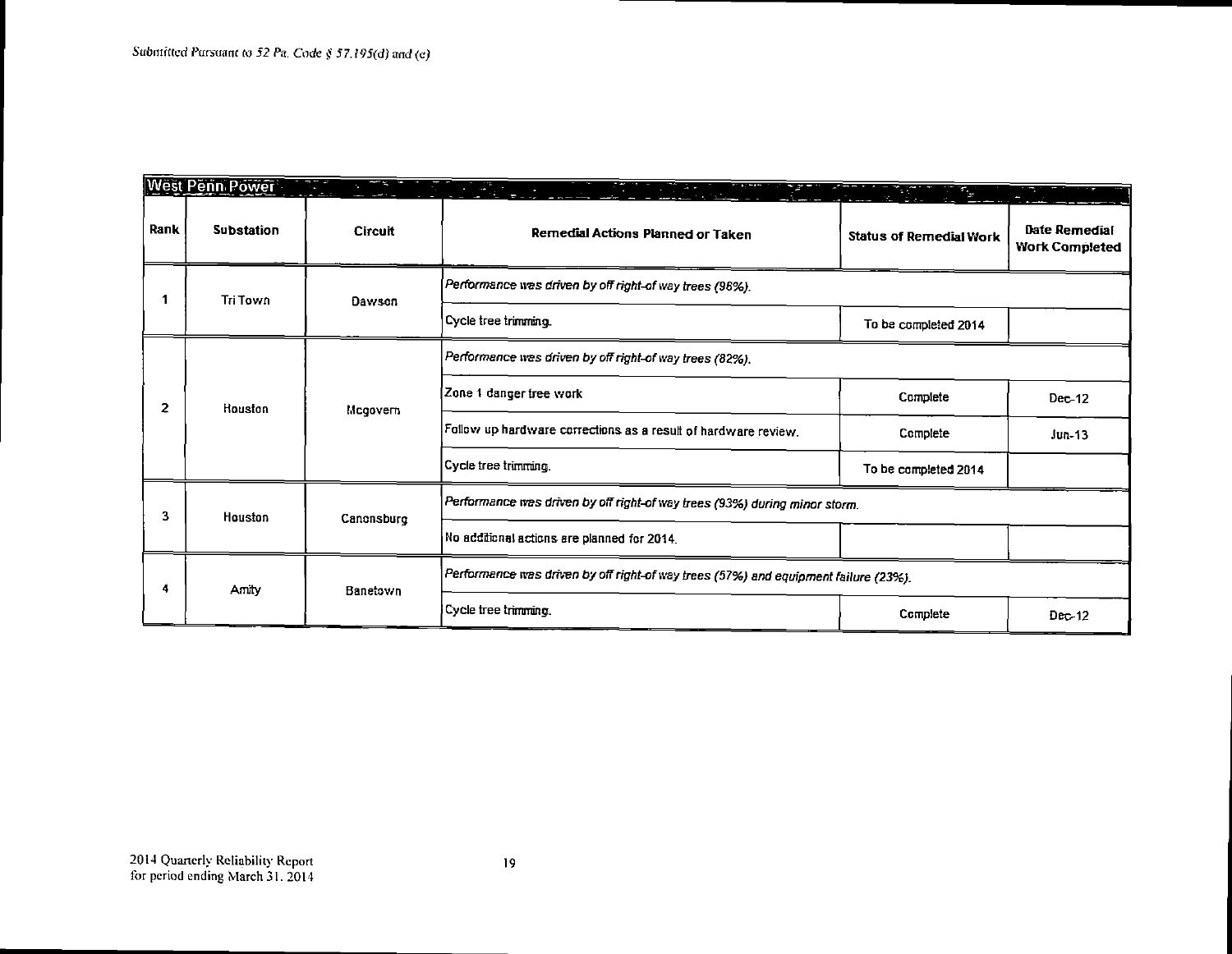Submitted Pursuant to 52 Pa. Code § 57.195(d) and (e)

| West Penn Power | | | | | |
|---|---|---|---|---|---|
| Rank | Substation | Circuit | Remedial Actions Planned or Taken | Status of Remedial Work | Date Remedial Work Completed |
| 1 | Tri Town | Dawson | *Performance was driven by off right-of way trees (98%).* | | |
| | | | Cycle tree trimming. | To be completed 2014 | |
| 2 | Houston | Mcgovern | *Performance was driven by off right-of way trees (82%).* | | |
| | | | Zone 1 danger tree work | Complete | Dec-12 |
| | | | Follow up hardware corrections as a result of hardware review. | Complete | Jun-13 |
| | | | Cycle tree trimming. | To be completed 2014 | |
| 3 | Houston | Canonsburg | *Performance was driven by off right-of way trees (93%) during minor storm.* | | |
| | | | No additional actions are planned for 2014. | | |
| 4 | Amity | Banetown | *Performance was driven by off right-of way trees (57%) and equipment failure (23%).* | | |
| | | | Cycle tree trimming. | Complete | Dec-12 |

2014 Quarterly Reliability Report
for period ending March 31, 2014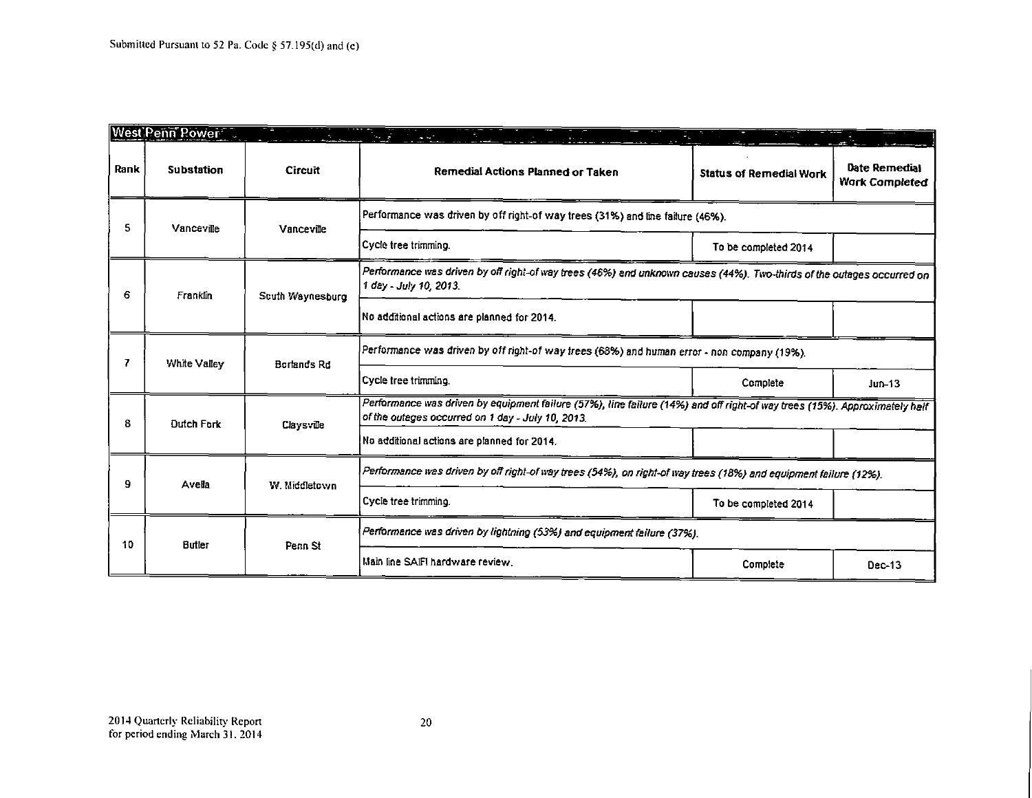Submitted Pursuant to 52 Pa. Code § 57.195(d) and (e)

| West Penn Power | | | | | |
|---|---|---|---|---|---|
| **Rank** | **Substation** | **Circuit** | **Remedial Actions Planned or Taken** | **Status of Remedial Work** | **Date Remedial Work Completed** |
| 5 | Vanceville | Vanceville | Performance was driven by off right-of way trees (31%) and line failure (46%). | | |
| | | | Cycle tree trimming. | To be completed 2014 | |
| 6 | Franklin | South Waynesburg | *Performance was driven by off right-of way trees (46%) and unknown causes (44%). Two-thirds of the outages occurred on 1 day - July 10, 2013.* | | |
| | | | No additional actions are planned for 2014. | | |
| 7 | White Valley | Borlands Rd | Performance was driven by off right-of way trees (68%) and human error - non company (19%). | | |
| | | | Cycle tree trimming. | Complete | Jun-13 |
| 8 | Dutch Fork | Claysville | *Performance was driven by equipment failure (57%), line failure (14%) and off right-of way trees (15%). Approximately half of the outages occurred on 1 day - July 10, 2013.* | | |
| | | | No additional actions are planned for 2014. | | |
| 9 | Avella | W. Middletown | *Performance was driven by off right-of way trees (54%), on right-of way trees (18%) and equipment failure (12%).* | | |
| | | | Cycle tree trimming. | To be completed 2014 | |
| 10 | Butler | Penn St | *Performance was driven by lightning (53%) and equipment failure (37%).* | | |
| | | | Main line SAIFI hardware review. | Complete | Dec-13 |

2014 Quarterly Reliability Report
for period ending March 31, 2014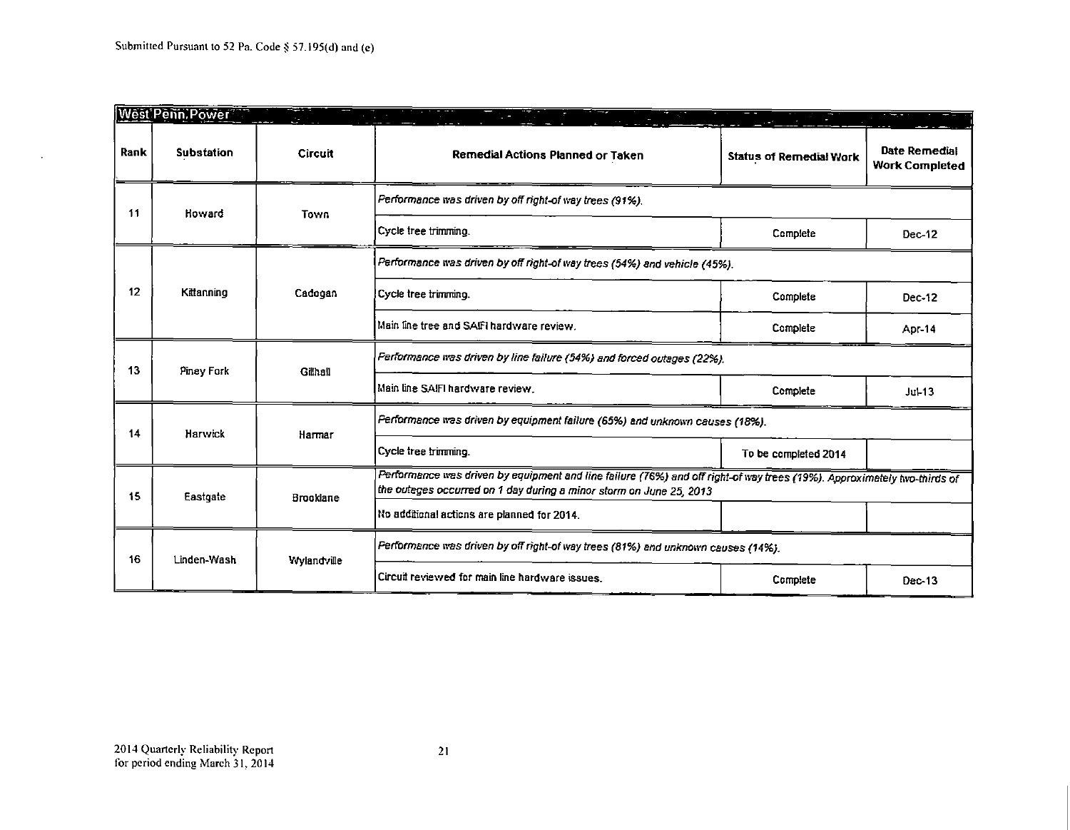Submitted Pursuant to 52 Pa. Code § 57.195(d) and (e)

| West Penn Power | | | | | |
|---|---|---|---|---|---|
| Rank | Substation | Circuit | Remedial Actions Planned or Taken | Status of Remedial Work | Date Remedial Work Completed |
| 11 | Howard | Town | *Performance was driven by off right-of way trees (91%).* | | |
| | | | Cycle tree trimming. | Complete | Dec-12 |
| 12 | Kittanning | Cadogan | *Performance was driven by off right-of way trees (54%) and vehicle (45%).* | | |
| | | | Cycle tree trimming. | Complete | Dec-12 |
| | | | Main line tree and SAIFI hardware review. | Complete | Apr-14 |
| 13 | Piney Fork | Gillhall | *Performance was driven by line failure (54%) and forced outages (22%).* | | |
| | | | Main line SAIFI hardware review. | Complete | Jul-13 |
| 14 | Harwick | Harmar | *Performance was driven by equipment failure (65%) and unknown causes (18%).* | | |
| | | | Cycle tree trimming. | To be completed 2014 | |
| 15 | Eastgate | Brooklane | *Performance was driven by equipment and line failure (76%) and off right-of way trees (19%). Approximately two-thirds of the outages occurred on 1 day during a minor storm on June 25, 2013* | | |
| | | | No additional actions are planned for 2014. | | |
| 16 | Linden-Wash | Wylandville | *Performance was driven by off right-of way trees (81%) and unknown causes (14%).* | | |
| | | | Circuit reviewed for main line hardware issues. | Complete | Dec-13 |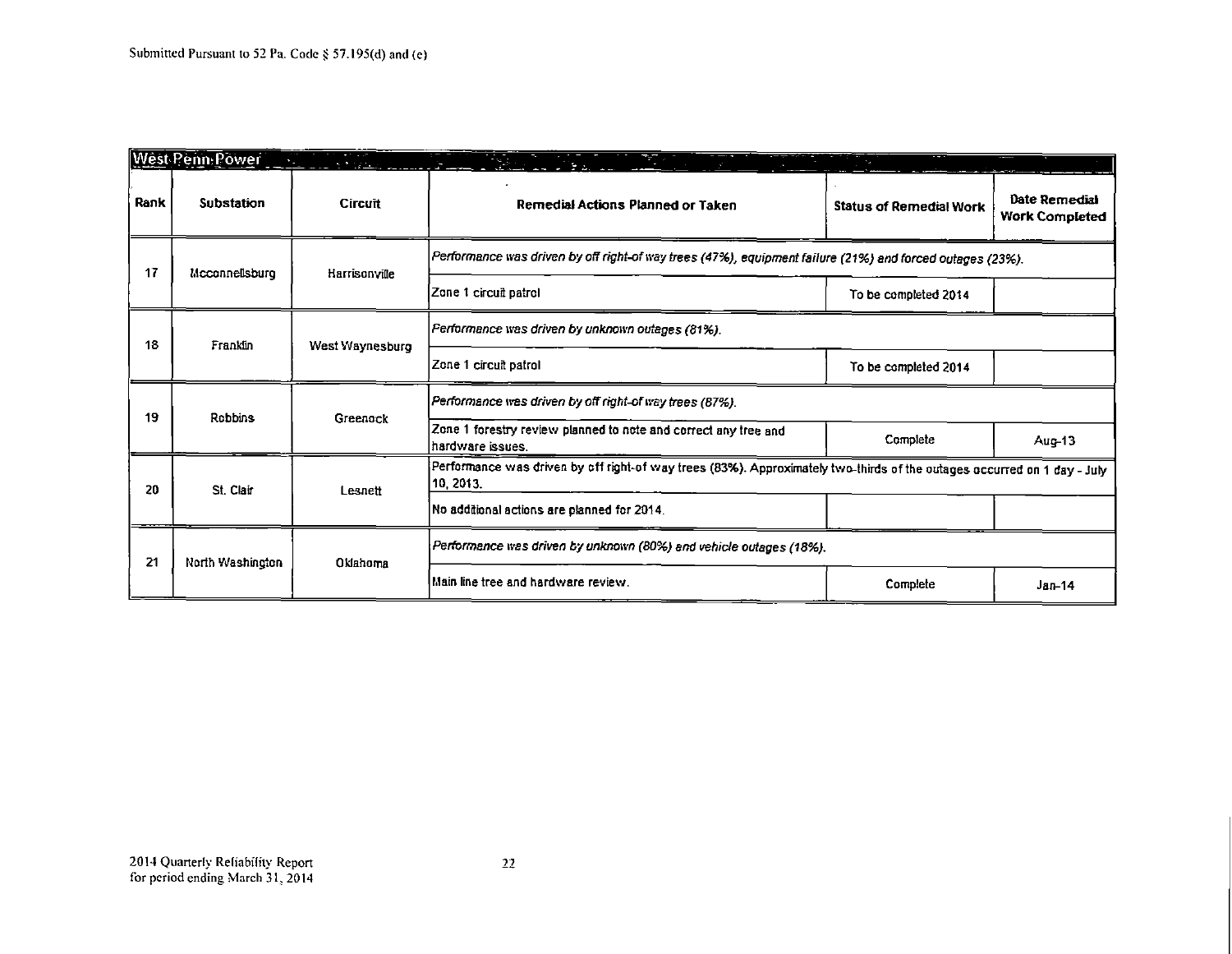Submitted Pursuant to 52 Pa. Code § 57.195(d) and (e)

| West Penn Power | | | | | |
|---|---|---|---|---|---|
| Rank | Substation | Circuit | Remedial Actions Planned or Taken | Status of Remedial Work | Date Remedial Work Completed |
| 17 | Mcconnellsburg | Harrisonville | *Performance was driven by off right-of way trees (47%), equipment failure (21%) and forced outages (23%).* | | |
| | | | Zone 1 circuit patrol | To be completed 2014 | |
| 18 | Franklin | West Waynesburg | *Performance was driven by unknown outages (81%).* | | |
| | | | Zone 1 circuit patrol | To be completed 2014 | |
| 19 | Robbins | Greenock | *Performance was driven by off right-of way trees (87%).* | | |
| | | | Zone 1 forestry review planned to note and correct any tree and hardware issues. | Complete | Aug-13 |
| 20 | St. Clair | Lesnett | Performance was driven by off right-of way trees (83%). Approximately two-thirds of the outages occurred on 1 day - July 10, 2013. | | |
| | | | No additional actions are planned for 2014. | | |
| 21 | North Washington | Oklahoma | *Performance was driven by unknown (80%) and vehicle outages (18%).* | | |
| | | | Main line tree and hardware review. | Complete | Jan-14 |

2014 Quarterly Reliability Report
for period ending March 31, 2014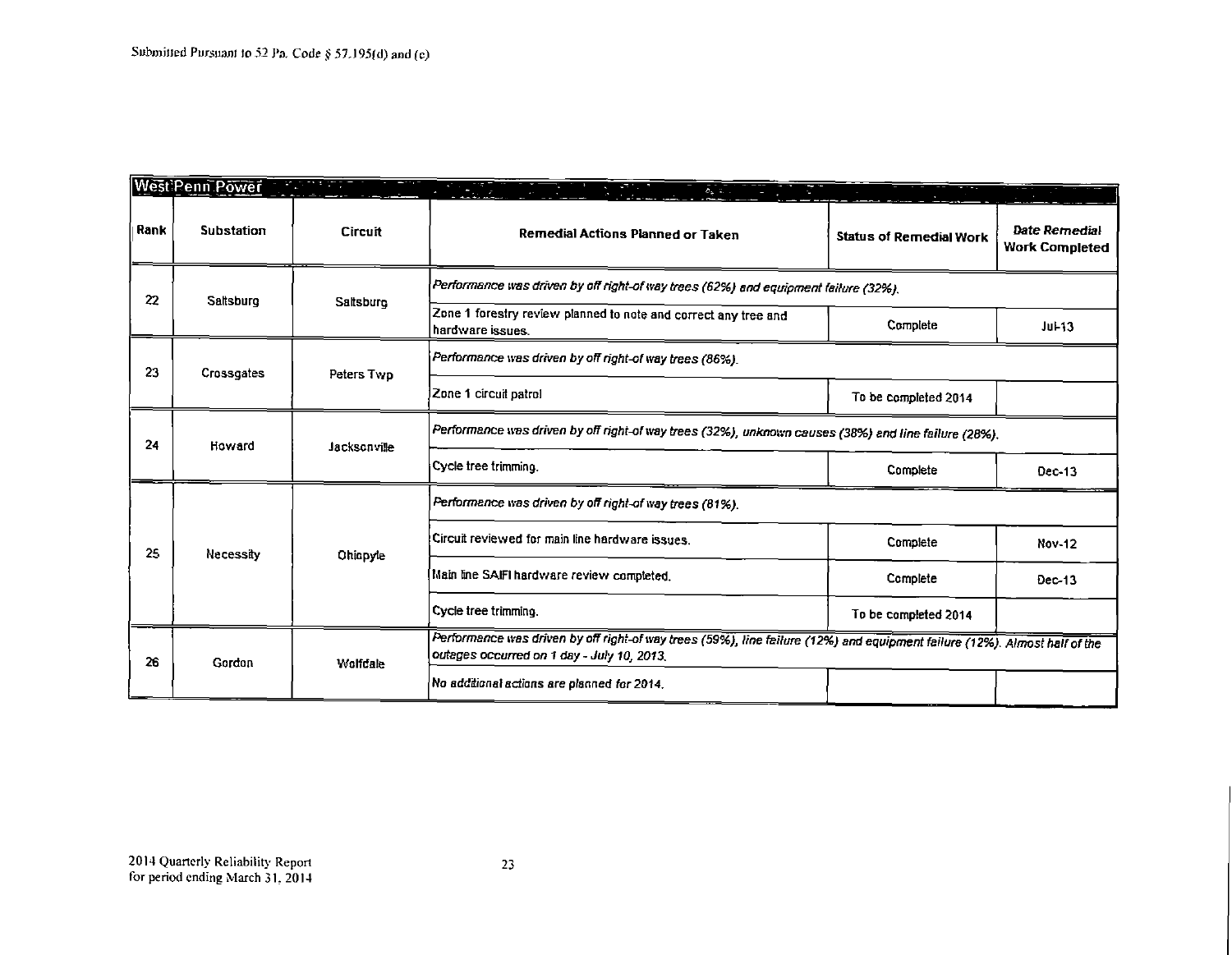Submitted Pursuant to 52 Pa. Code § 57.195(d) and (e)

| West Penn Power | | | | | |
|---|---|---|---|---|---|
| **Rank** | **Substation** | **Circuit** | **Remedial Actions Planned or Taken** | **Status of Remedial Work** | ***Date Remedial Work Completed*** |
| 22 | Saltsburg | Saltsburg | *Performance was driven by off right-of way trees (62%) and equipment failure (32%).* | | |
| | | | Zone 1 forestry review planned to note and correct any tree and hardware issues. | Complete | Jul-13 |
| 23 | Crossgates | Peters Twp | *Performance was driven by off right-of way trees (86%).* | | |
| | | | Zone 1 circuit patrol | To be completed 2014 | |
| 24 | Howard | Jacksonville | *Performance was driven by off right-of way trees (32%), unknown causes (38%) and line failure (28%).* | | |
| | | | Cycle tree trimming. | Complete | Dec-13 |
| 25 | Necessity | Ohiopyle | *Performance was driven by off right-of way trees (81%).* | | |
| | | | Circuit reviewed for main line hardware issues. | Complete | Nov-12 |
| | | | Main line SAIFI hardware review completed. | Complete | Dec-13 |
| | | | Cycle tree trimming. | To be completed 2014 | |
| 26 | Gordon | Wolfdale | *Performance was driven by off right-of way trees (59%), line failure (12%) and equipment failure (12%). Almost half of the outages occurred on 1 day - July 10, 2013.* | | |
| | | | *No additional actions are planned for 2014.* | | |

2014 Quarterly Reliability Report
for period ending March 31, 2014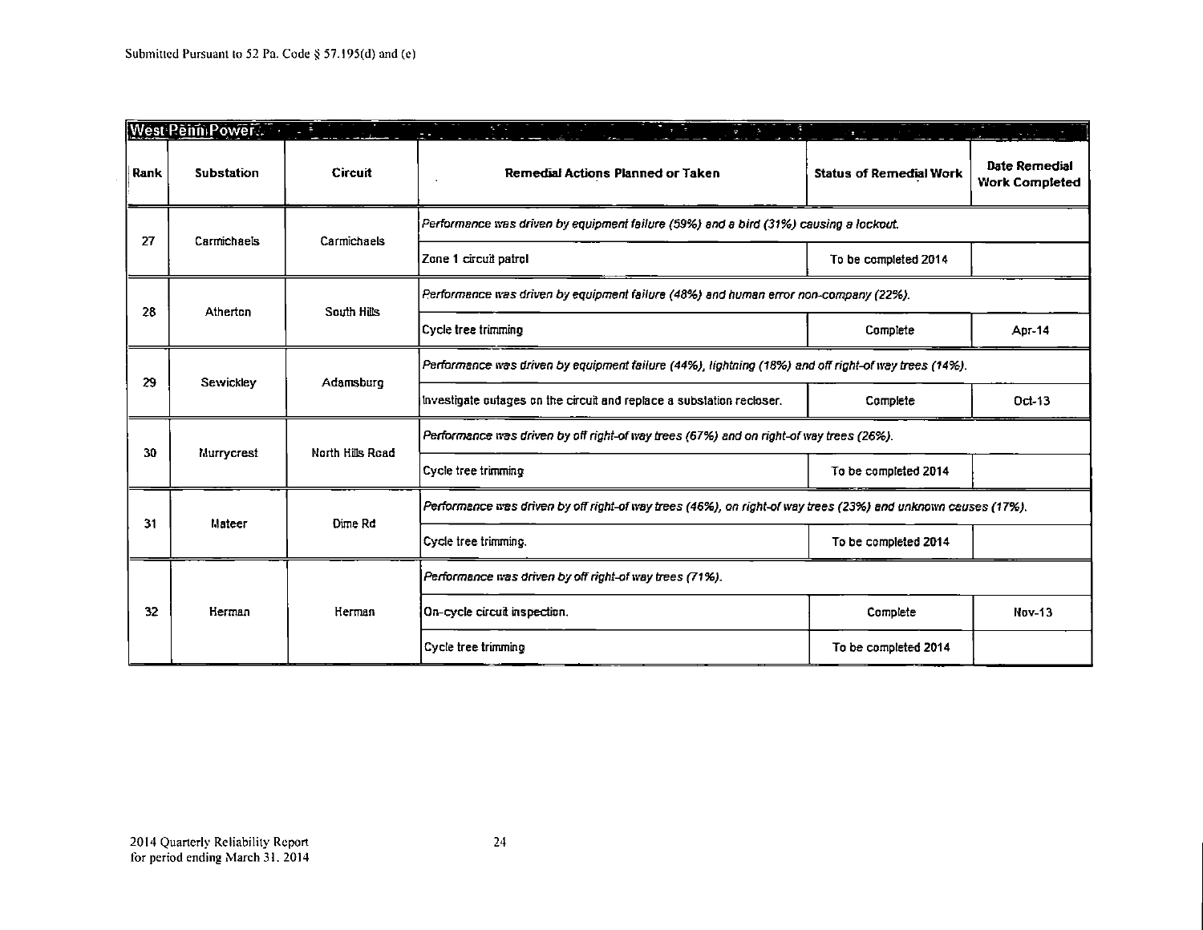| West Penn Power | | | | | |
|---|---|---|---|---|---|
| Rank | Substation | Circuit | Remedial Actions Planned or Taken | Status of Remedial Work | Date Remedial Work Completed |
| 27 | Carmichaels | Carmichaels | *Performance was driven by equipment failure (59%) and a bird (31%) causing a lockout.* | | |
| | | | Zone 1 circuit patrol | To be completed 2014 | |
| 28 | Atherton | South Hills | *Performance was driven by equipment failure (48%) and human error non-company (22%).* | | |
| | | | Cycle tree trimming | Complete | Apr-14 |
| 29 | Sewickley | Adamsburg | *Performance was driven by equipment failure (44%), lightning (18%) and off right-of way trees (14%).* | | |
| | | | Investigate outages on the circuit and replace a substation recloser. | Complete | Oct-13 |
| 30 | Murrycrest | North Hills Road | *Performance was driven by off right-of way trees (67%) and on right-of way trees (26%).* | | |
| | | | Cycle tree trimming | To be completed 2014 | |
| 31 | Mateer | Dime Rd | *Performance was driven by off right-of way trees (46%), on right-of way trees (23%) and unknown causes (17%).* | | |
| | | | Cycle tree trimming. | To be completed 2014 | |
| 32 | Herman | Herman | *Performance was driven by off right-of way trees (71%).* | | |
| | | | On-cycle circuit inspection. | Complete | Nov-13 |
| | | | Cycle tree trimming | To be completed 2014 | |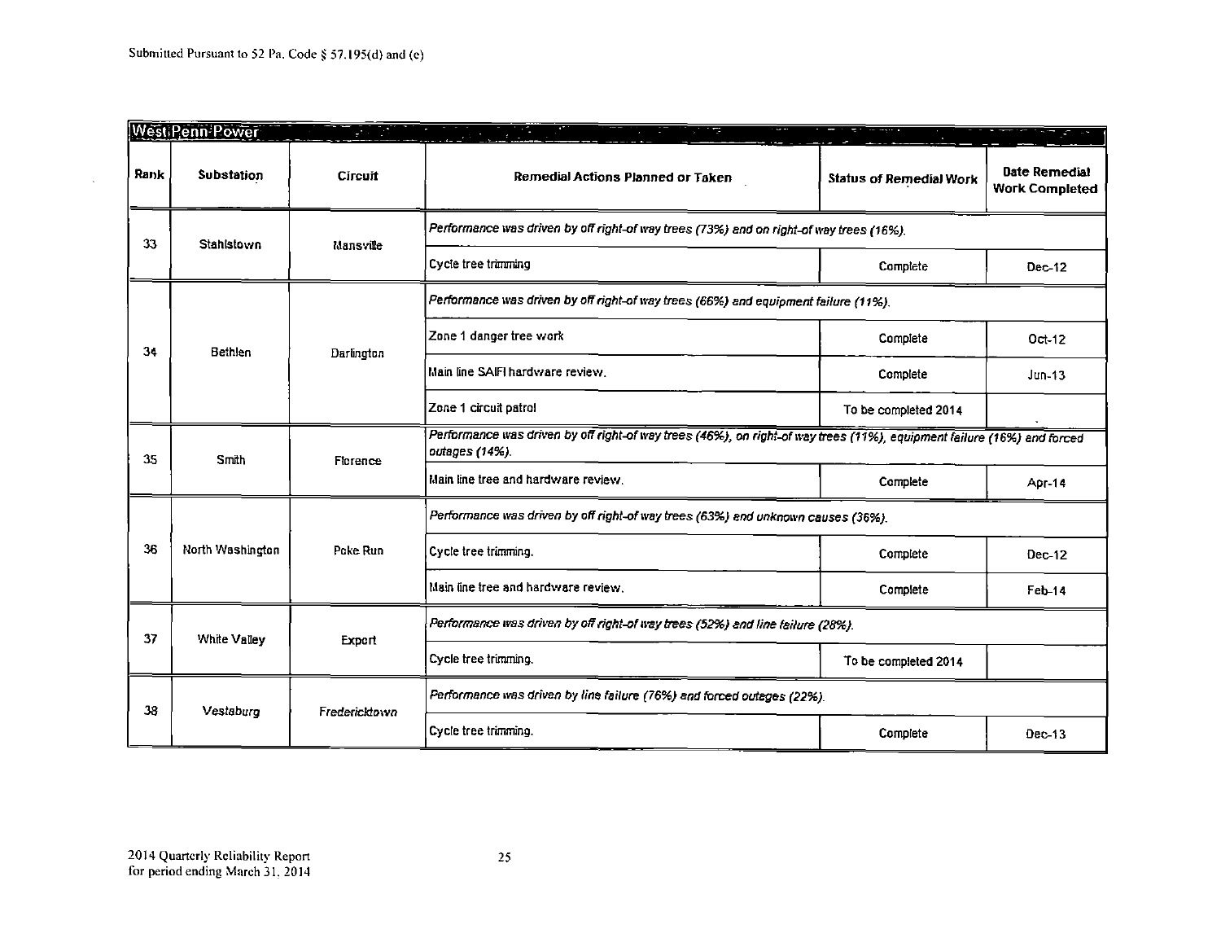Submitted Pursuant to 52 Pa. Code § 57.195(d) and (e)

| West Penn Power | | | | | |
|---|---|---|---|---|---|
| **Rank** | **Substation** | **Circuit** | **Remedial Actions Planned or Taken** | **Status of Remedial Work** | **Date Remedial Work Completed** |
| 33 | Stahlstown | Mansville | *Performance was driven by off right-of way trees (73%) and on right-of way trees (16%).* | | |
| | | | Cycle tree trimming | Complete | Dec-12 |
| 34 | Bethlen | Darlington | *Performance was driven by off right-of way trees (66%) and equipment failure (11%).* | | |
| | | | Zone 1 danger tree work | Complete | Oct-12 |
| | | | Main line SAIFI hardware review. | Complete | Jun-13 |
| | | | Zone 1 circuit patrol | To be completed 2014 | |
| 35 | Smith | Florence | *Performance was driven by off right-of way trees (46%), on right-of way trees (11%), equipment failure (16%) and forced outages (14%).* | | |
| | | | Main line tree and hardware review. | Complete | Apr-14 |
| 36 | North Washington | Poke Run | *Performance was driven by off right-of way trees (63%) and unknown causes (36%).* | | |
| | | | Cycle tree trimming. | Complete | Dec-12 |
| | | | Main line tree and hardware review. | Complete | Feb-14 |
| 37 | White Valley | Export | *Performance was driven by off right-of way trees (52%) and line failure (28%).* | | |
| | | | Cycle tree trimming. | To be completed 2014 | |
| 38 | Vestaburg | Fredericktown | *Performance was driven by line failure (76%) and forced outages (22%).* | | |
| | | | Cycle tree trimming. | Complete | Dec-13 |

2014 Quarterly Reliability Report
for period ending March 31, 2014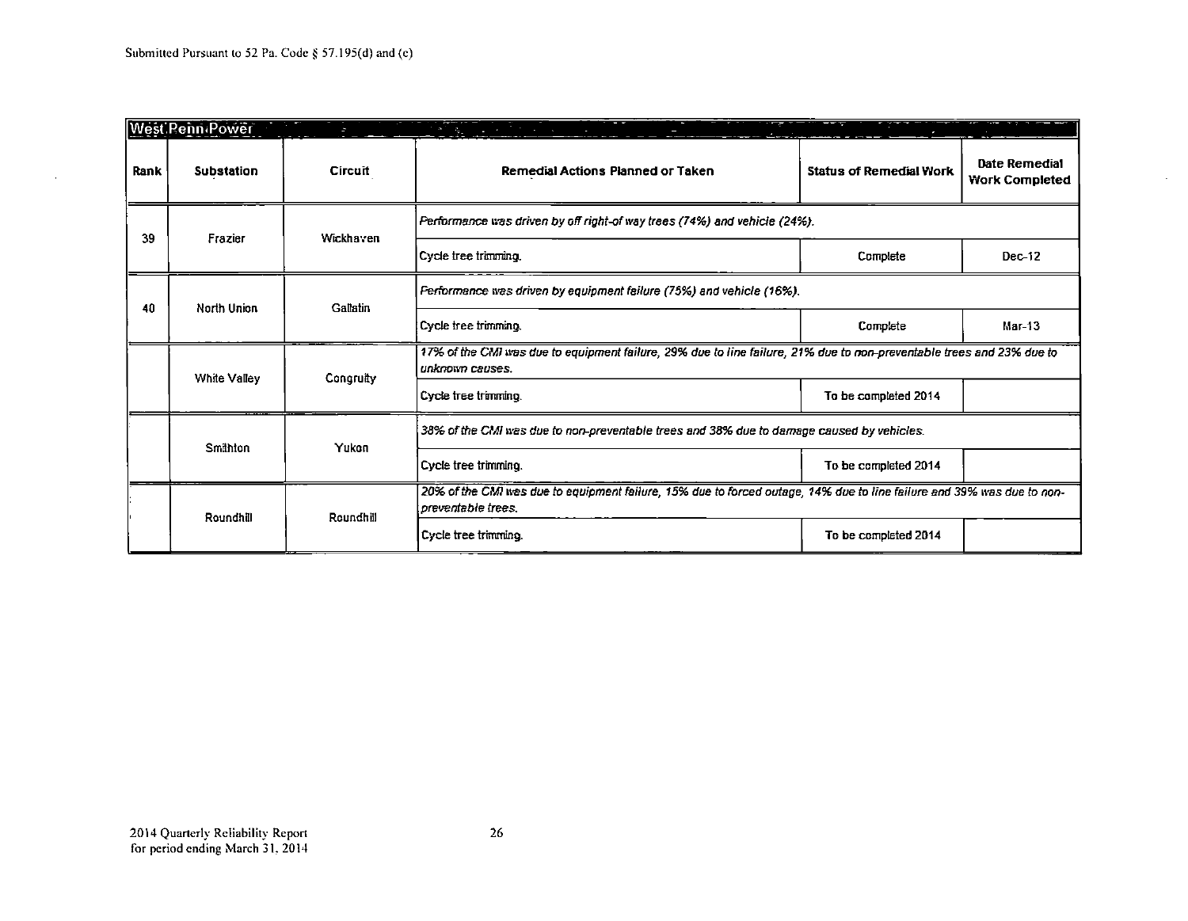Submitted Pursuant to 52 Pa. Code § 57.195(d) and (e)

**West Penn Power**

| Rank | Substation | Circuit | Remedial Actions Planned or Taken | Status of Remedial Work | Date Remedial Work Completed |
|---|---|---|---|---|---|
| 39 | Frazier | Wickhaven | *Performance was driven by off right-of way trees (74%) and vehicle (24%).* | | |
| | | | Cycle tree trimming. | Complete | Dec-12 |
| 40 | North Union | Gallatin | *Performance was driven by equipment failure (75%) and vehicle (16%).* | | |
| | | | Cycle tree trimming. | Complete | Mar-13 |
| | White Valley | Congruity | *17% of the CMI was due to equipment failure, 29% due to line failure, 21% due to non-preventable trees and 23% due to unknown causes.* | | |
| | | | Cycle tree trimming. | To be completed 2014 | |
| | Smithton | Yukon | *38% of the CMI was due to non-preventable trees and 38% due to damage caused by vehicles.* | | |
| | | | Cycle tree trimming. | To be completed 2014 | |
| | Roundhill | Roundhill | *20% of the CMI was due to equipment failure, 15% due to forced outage, 14% due to line failure and 39% was due to non-preventable trees.* | | |
| | | | Cycle tree trimming. | To be completed 2014 | |

2014 Quarterly Reliability Report
for period ending March 31, 2014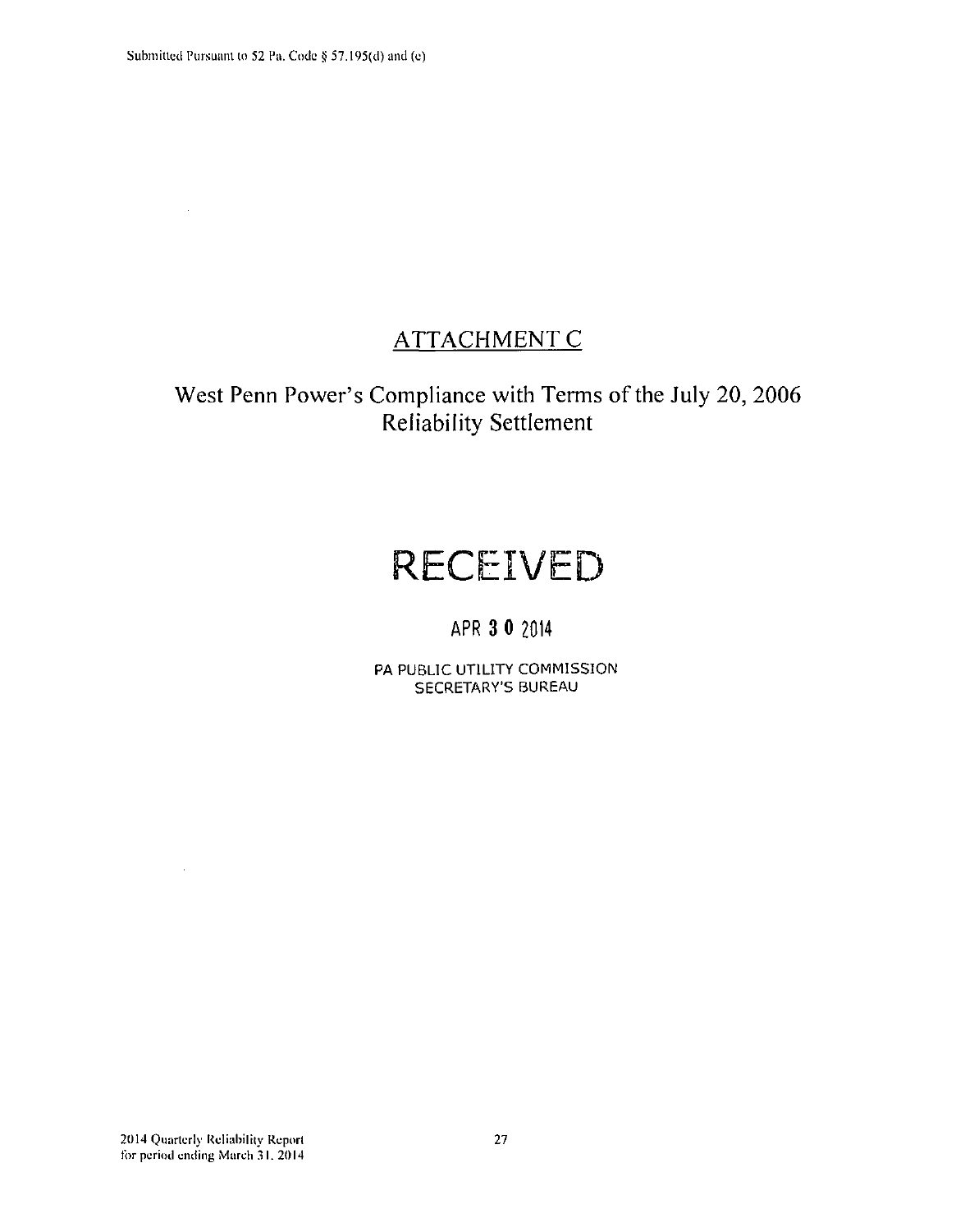# ATTACHMENT C

## West Penn Power's Compliance with Terms of the July 20, 2006 Reliability Settlement

RECEIVED

APR 30 2014

PA PUBLIC UTILITY COMMISSION
SECRETARY'S BUREAU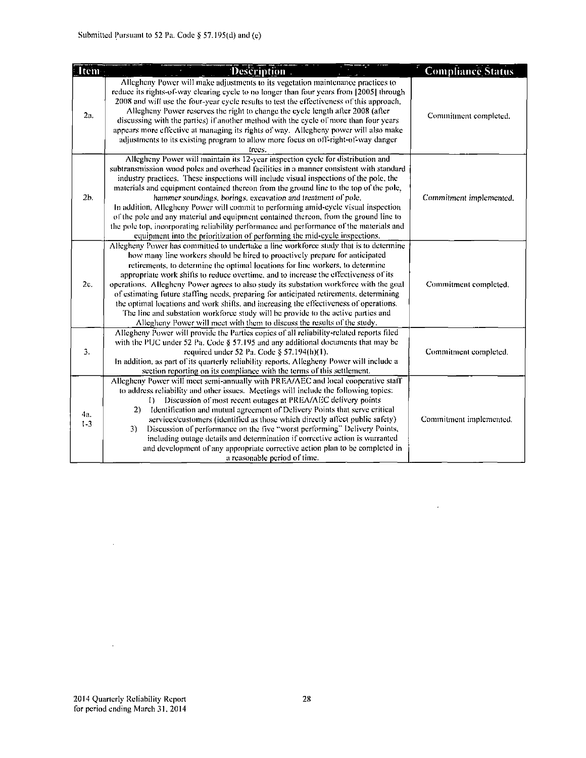Submitted Pursuant to 52 Pa. Code § 57.195(d) and (e)

| Item | Description | Compliance Status |
|---|---|---|
| 2a. | Allegheny Power will make adjustments to its vegetation maintenance practices to reduce its rights-of-way clearing cycle to no longer than four years from [2005] through 2008 and will use the four-year cycle results to test the effectiveness of this approach. Allegheny Power reserves the right to change the cycle length after 2008 (after discussing with the parties) if another method with the cycle of more than four years appears more effective at managing its rights of way. Allegheny power will also make adjustments to its existing program to allow more focus on off-right-of-way danger trees. | Commitment completed. |
| 2b. | Allegheny Power will maintain its 12-year inspection cycle for distribution and subtransmission wood poles and overhead facilities in a manner consistent with standard industry practices. These inspections will include visual inspections of the pole, the materials and equipment contained thereon from the ground line to the top of the pole, *hammer soundings, borings, excavation and treatment of pole.* In addition, Allegheny Power will commit to performing amid-cycle visual inspection of the pole and any material and equipment contained thereon, from the ground line to the pole top, incorporating reliability performance and performance of the materials and equipment into the prioritization of performing the mid-cycle inspections. | *Commitment implemented.* |
| 2c. | Allegheny Power has committed to undertake a line workforce study that is to determine how many line workers should be hired to proactively prepare for anticipated retirements, to determine the optimal locations for line workers, to determine appropriate work shifts to reduce overtime, and to increase the effectiveness of its operations. Allegheny Power agrees to also study its substation workforce with the goal of estimating future staffing needs, preparing for anticipated retirements, determining the optimal locations and work shifts, and increasing the effectiveness of operations. The line and substation workforce study will be provide to the active parties and Allegheny Power will meet with them to discuss the results of the study. | Commitment completed. |
| 3. | Allegheny Power will provide the Parties copies of all reliability-related reports filed with the PUC under 52 Pa. Code § 57.195 and any additional documents that may be required under 52 Pa. Code § 57.194(h)(1). In addition, as part of its quarterly reliability reports, Allegheny Power will include a section reporting on its compliance with the terms of this settlement. | Commitment completed. |
| 4a. 1-3 | Allegheny Power will meet semi-annually with PREA/AEC and local cooperative staff to address reliability and other issues. Meetings will include the following topics: 1) Discussion of most recent outages at PREA/AEC delivery points 2) Identification and mutual agreement of Delivery Points that serve critical services/customers (identified as those which directly affect public safety) 3) Discussion of performance on the five "worst performing" Delivery Points, including outage details and determination if corrective action is warranted and development of any appropriate corrective action plan to be completed in a reasonable period of time. | Commitment implemented. |

2014 Quarterly Reliability Report
for period ending March 31, 2014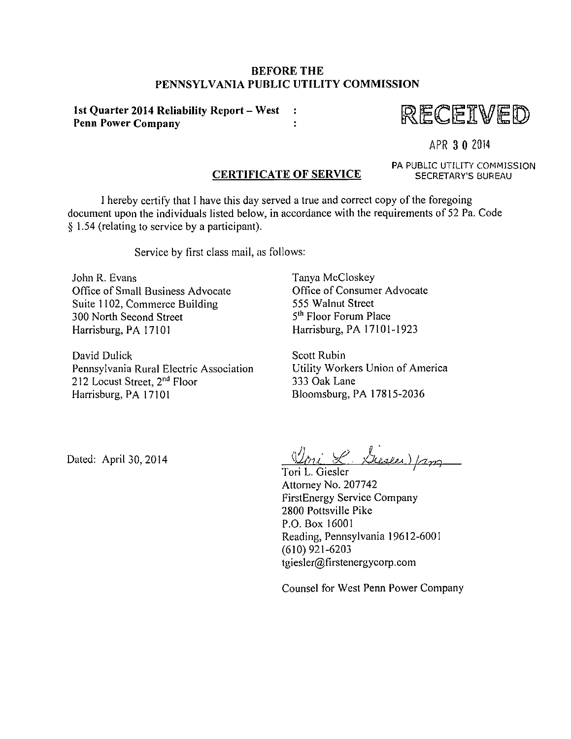**BEFORE THE**
**PENNSYLVANIA PUBLIC UTILITY COMMISSION**

**1st Quarter 2014 Reliability Report – West Penn Power Company** :
:

RECEIVED

APR 30 2014

PA PUBLIC UTILITY COMMISSION
SECRETARY'S BUREAU

**CERTIFICATE OF SERVICE**

I hereby certify that I have this day served a true and correct copy of the foregoing document upon the individuals listed below, in accordance with the requirements of 52 Pa. Code § 1.54 (relating to service by a participant).

Service by first class mail, as follows:

John R. Evans
Office of Small Business Advocate
Suite 1102, Commerce Building
300 North Second Street
Harrisburg, PA 17101

Tanya McCloskey
Office of Consumer Advocate
555 Walnut Street
5th Floor Forum Place
Harrisburg, PA 17101-1923

David Dulick
Pennsylvania Rural Electric Association
212 Locust Street, 2nd Floor
Harrisburg, PA 17101

Scott Rubin
Utility Workers Union of America
333 Oak Lane
Bloomsburg, PA 17815-2036

Dated: April 30, 2014

Tori L. Giesler /am

Tori L. Giesler
Attorney No. 207742
FirstEnergy Service Company
2800 Pottsville Pike
P.O. Box 16001
Reading, Pennsylvania 19612-6001
(610) 921-6203
tgiesler@firstenergycorp.com

Counsel for West Penn Power Company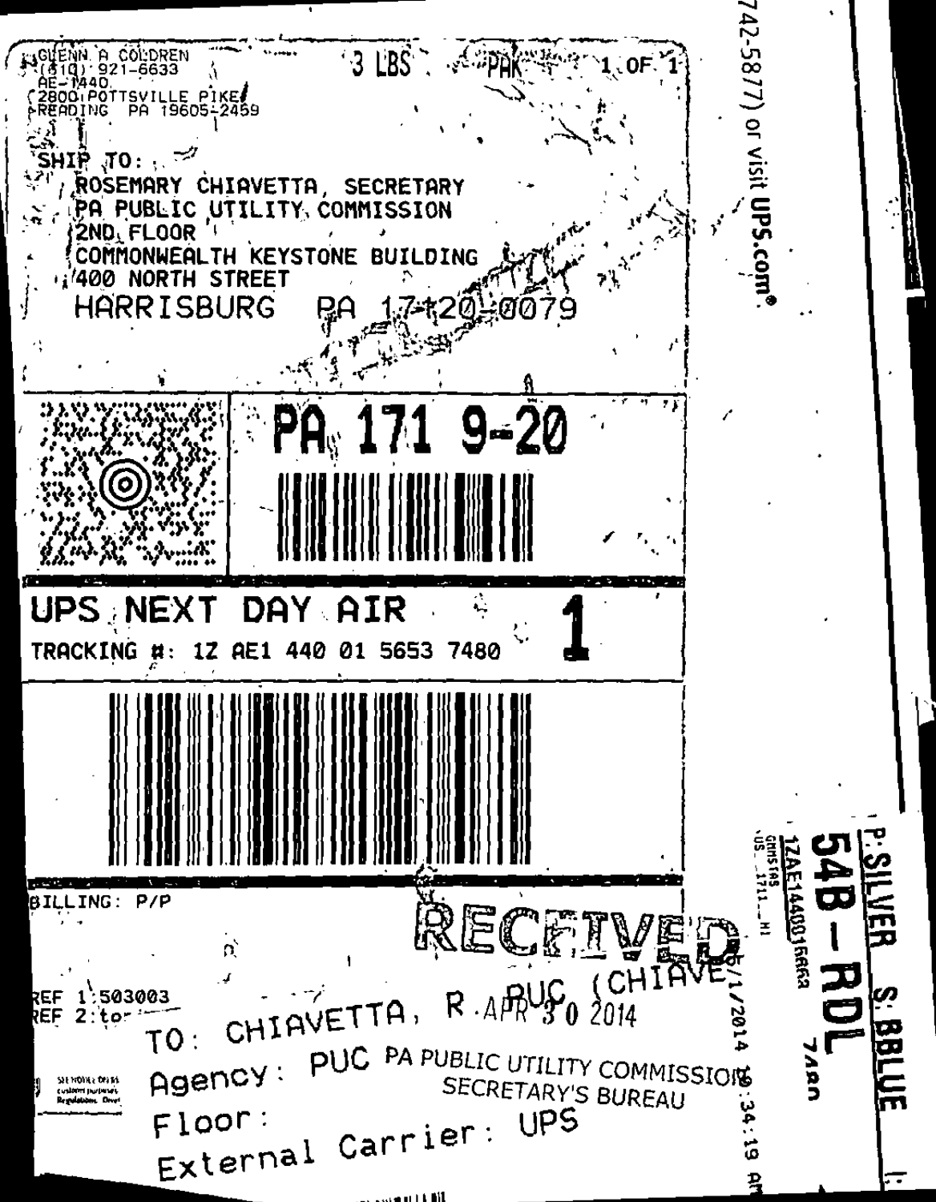GLENN A COLDREN
(610) 921-6633
AE-1440
2800 POTTSVILLE PIKE
READING PA 19605-2459

3 LBS PAK 1 OF 1

SHIP TO:
ROSEMARY CHIAVETTA, SECRETARY
PA PUBLIC UTILITY COMMISSION
2ND FLOOR
COMMONWEALTH KEYSTONE BUILDING
400 NORTH STREET
HARRISBURG PA 17120-0079

PA 171 9-20

**UPS NEXT DAY AIR** 1

TRACKING #: 1Z AE1 440 01 5653 7480

BILLING: P/P

REF 1: 503003
REF 2: to

RECEIVED
APR 30 2014
PUC (CHIAVE

TO: CHIAVETTA, R
Agency: PUC PA PUBLIC UTILITY COMMISSION
SECRETARY'S BUREAU
Floor:
External Carrier: UPS

742-5877) or visit UPS.com®

P: SILVER S: BBLUE
54B - RDL
1ZAE14400156537480
/1/2014 9:34:19 AM